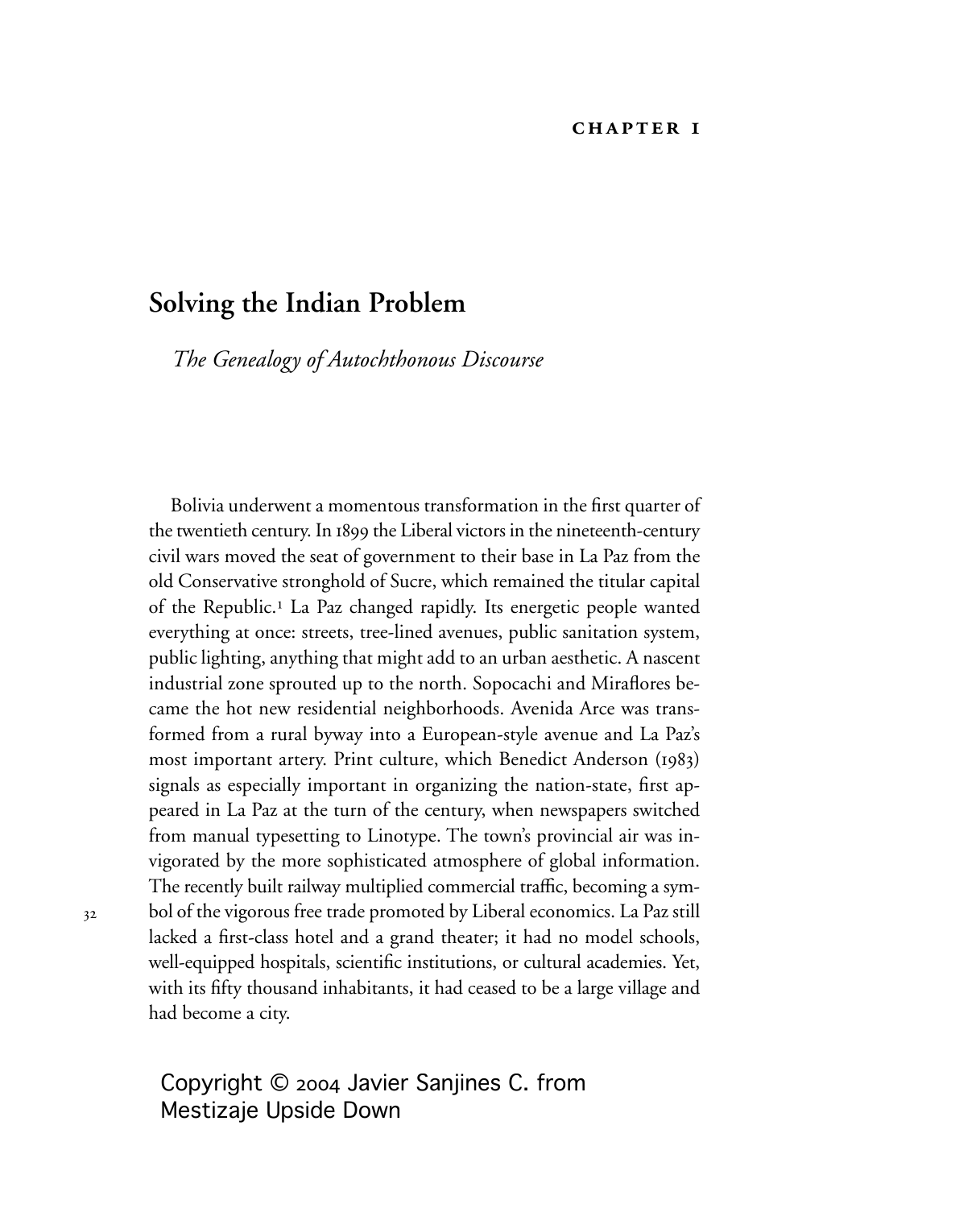**CHAPTER 1**

# Solving the Indian Problem

## *The Genealogy of Autochthonous Discourse*

Bolivia underwent a momentous transformation in the first quarter of the twentieth century. In 1899 the Liberal victors in the nineteenth-century civil wars moved the seat of government to their base in La Paz from the old Conservative stronghold of Sucre, which remained the titular capital of the Republic.[1] La Paz changed rapidly. Its energetic people wanted everything at once: streets, tree-lined avenues, public sanitation system, public lighting, anything that might add to an urban aesthetic. A nascent industrial zone sprouted up to the north. Sopocachi and Miraflores became the hot new residential neighborhoods. Avenida Arce was transformed from a rural byway into a European-style avenue and La Paz's most important artery. Print culture, which Benedict Anderson (1983) signals as especially important in organizing the nation-state, first appeared in La Paz at the turn of the century, when newspapers switched from manual typesetting to Linotype. The town's provincial air was invigorated by the more sophisticated atmosphere of global information. The recently built railway multiplied commercial traffic, becoming a symbol of the vigorous free trade promoted by Liberal economics. La Paz still lacked a first-class hotel and a grand theater; it had no model schools, well-equipped hospitals, scientific institutions, or cultural academies. Yet, with its fifty thousand inhabitants, it had ceased to be a large village and had become a city.

Copyright © 2004 Javier Sanjines C. from Mestizaje Upside Down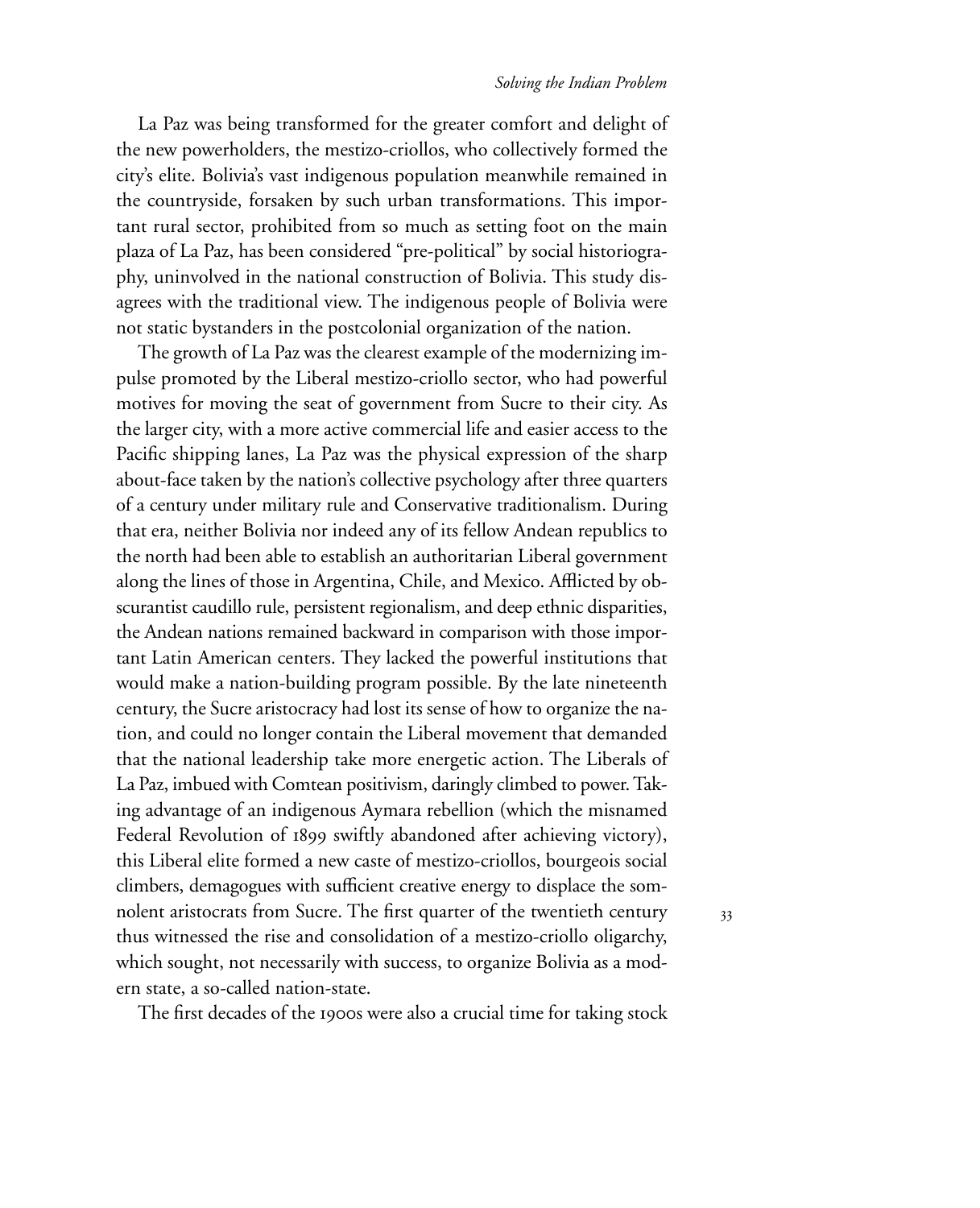La Paz was being transformed for the greater comfort and delight of the new powerholders, the mestizo-criollos, who collectively formed the city's elite. Bolivia's vast indigenous population meanwhile remained in the countryside, forsaken by such urban transformations. This important rural sector, prohibited from so much as setting foot on the main plaza of La Paz, has been considered "pre-political" by social historiography, uninvolved in the national construction of Bolivia. This study disagrees with the traditional view. The indigenous people of Bolivia were not static bystanders in the postcolonial organization of the nation.

The growth of La Paz was the clearest example of the modernizing impulse promoted by the Liberal mestizo-criollo sector, who had powerful motives for moving the seat of government from Sucre to their city. As the larger city, with a more active commercial life and easier access to the Pacific shipping lanes, La Paz was the physical expression of the sharp about-face taken by the nation's collective psychology after three quarters of a century under military rule and Conservative traditionalism. During that era, neither Bolivia nor indeed any of its fellow Andean republics to the north had been able to establish an authoritarian Liberal government along the lines of those in Argentina, Chile, and Mexico. Afflicted by obscurantist caudillo rule, persistent regionalism, and deep ethnic disparities, the Andean nations remained backward in comparison with those important Latin American centers. They lacked the powerful institutions that would make a nation-building program possible. By the late nineteenth century, the Sucre aristocracy had lost its sense of how to organize the nation, and could no longer contain the Liberal movement that demanded that the national leadership take more energetic action. The Liberals of La Paz, imbued with Comtean positivism, daringly climbed to power. Taking advantage of an indigenous Aymara rebellion (which the misnamed Federal Revolution of 1899 swiftly abandoned after achieving victory), this Liberal elite formed a new caste of mestizo-criollos, bourgeois social climbers, demagogues with sufficient creative energy to displace the somnolent aristocrats from Sucre. The first quarter of the twentieth century thus witnessed the rise and consolidation of a mestizo-criollo oligarchy, which sought, not necessarily with success, to organize Bolivia as a modern state, a so-called nation-state.

The first decades of the 1900s were also a crucial time for taking stock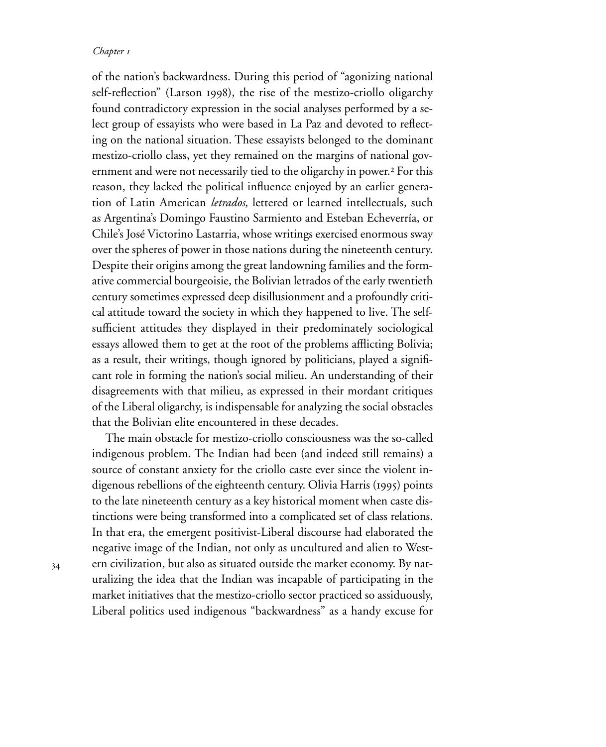of the nation's backwardness. During this period of "agonizing national self-reflection" (Larson 1998), the rise of the mestizo-criollo oligarchy found contradictory expression in the social analyses performed by a select group of essayists who were based in La Paz and devoted to reflecting on the national situation. These essayists belonged to the dominant mestizo-criollo class, yet they remained on the margins of national government and were not necessarily tied to the oligarchy in power.[2] For this reason, they lacked the political influence enjoyed by an earlier generation of Latin American *letrados*, lettered or learned intellectuals, such as Argentina's Domingo Faustino Sarmiento and Esteban Echeverría, or Chile's José Victorino Lastarria, whose writings exercised enormous sway over the spheres of power in those nations during the nineteenth century. Despite their origins among the great landowning families and the formative commercial bourgeoisie, the Bolivian letrados of the early twentieth century sometimes expressed deep disillusionment and a profoundly critical attitude toward the society in which they happened to live. The self-sufficient attitudes they displayed in their predominately sociological essays allowed them to get at the root of the problems afflicting Bolivia; as a result, their writings, though ignored by politicians, played a significant role in forming the nation's social milieu. An understanding of their disagreements with that milieu, as expressed in their mordant critiques of the Liberal oligarchy, is indispensable for analyzing the social obstacles that the Bolivian elite encountered in these decades.

The main obstacle for mestizo-criollo consciousness was the so-called indigenous problem. The Indian had been (and indeed still remains) a source of constant anxiety for the criollo caste ever since the violent indigenous rebellions of the eighteenth century. Olivia Harris (1995) points to the late nineteenth century as a key historical moment when caste distinctions were being transformed into a complicated set of class relations. In that era, the emergent positivist-Liberal discourse had elaborated the negative image of the Indian, not only as uncultured and alien to Western civilization, but also as situated outside the market economy. By naturalizing the idea that the Indian was incapable of participating in the market initiatives that the mestizo-criollo sector practiced so assiduously, Liberal politics used indigenous "backwardness" as a handy excuse for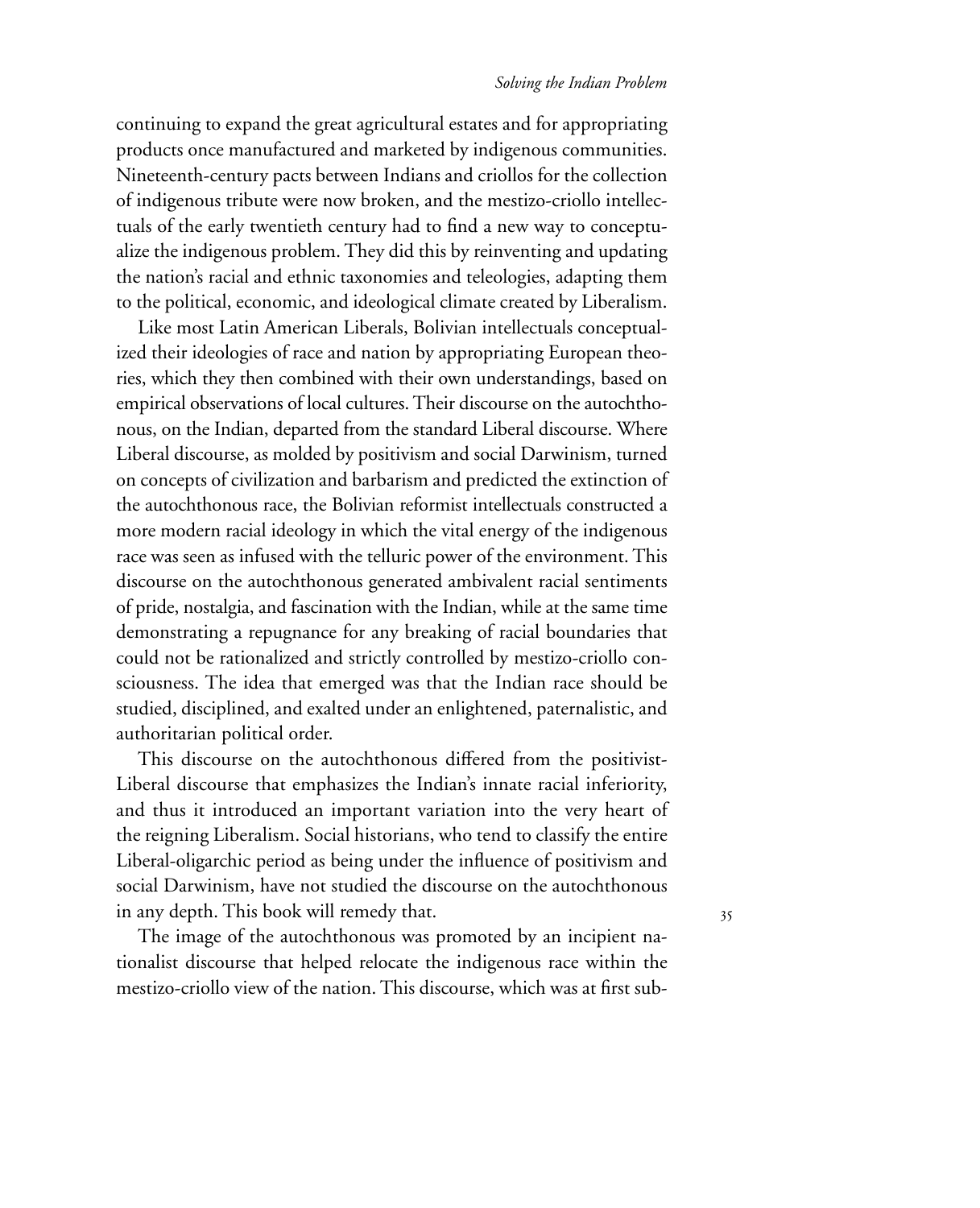continuing to expand the great agricultural estates and for appropriating products once manufactured and marketed by indigenous communities. Nineteenth-century pacts between Indians and criollos for the collection of indigenous tribute were now broken, and the mestizo-criollo intellectuals of the early twentieth century had to find a new way to conceptualize the indigenous problem. They did this by reinventing and updating the nation's racial and ethnic taxonomies and teleologies, adapting them to the political, economic, and ideological climate created by Liberalism.

Like most Latin American Liberals, Bolivian intellectuals conceptualized their ideologies of race and nation by appropriating European theories, which they then combined with their own understandings, based on empirical observations of local cultures. Their discourse on the autochthonous, on the Indian, departed from the standard Liberal discourse. Where Liberal discourse, as molded by positivism and social Darwinism, turned on concepts of civilization and barbarism and predicted the extinction of the autochthonous race, the Bolivian reformist intellectuals constructed a more modern racial ideology in which the vital energy of the indigenous race was seen as infused with the telluric power of the environment. This discourse on the autochthonous generated ambivalent racial sentiments of pride, nostalgia, and fascination with the Indian, while at the same time demonstrating a repugnance for any breaking of racial boundaries that could not be rationalized and strictly controlled by mestizo-criollo consciousness. The idea that emerged was that the Indian race should be studied, disciplined, and exalted under an enlightened, paternalistic, and authoritarian political order.

This discourse on the autochthonous differed from the positivist-Liberal discourse that emphasizes the Indian's innate racial inferiority, and thus it introduced an important variation into the very heart of the reigning Liberalism. Social historians, who tend to classify the entire Liberal-oligarchic period as being under the influence of positivism and social Darwinism, have not studied the discourse on the autochthonous in any depth. This book will remedy that.

The image of the autochthonous was promoted by an incipient nationalist discourse that helped relocate the indigenous race within the mestizo-criollo view of the nation. This discourse, which was at first sub-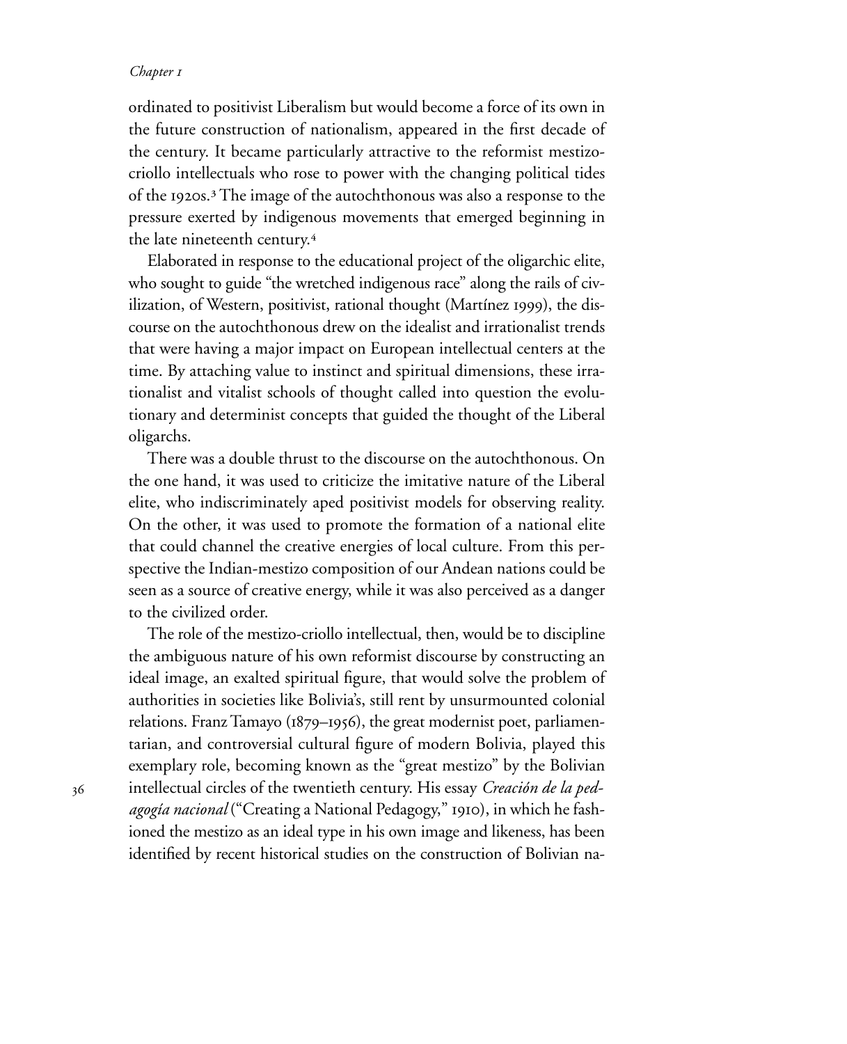ordinated to positivist Liberalism but would become a force of its own in the future construction of nationalism, appeared in the first decade of the century. It became particularly attractive to the reformist mestizo-criollo intellectuals who rose to power with the changing political tides of the 1920s.[3] The image of the autochthonous was also a response to the pressure exerted by indigenous movements that emerged beginning in the late nineteenth century.[4]

Elaborated in response to the educational project of the oligarchic elite, who sought to guide "the wretched indigenous race" along the rails of civilization, of Western, positivist, rational thought (Martínez 1999), the discourse on the autochthonous drew on the idealist and irrationalist trends that were having a major impact on European intellectual centers at the time. By attaching value to instinct and spiritual dimensions, these irrationalist and vitalist schools of thought called into question the evolutionary and determinist concepts that guided the thought of the Liberal oligarchs.

There was a double thrust to the discourse on the autochthonous. On the one hand, it was used to criticize the imitative nature of the Liberal elite, who indiscriminately aped positivist models for observing reality. On the other, it was used to promote the formation of a national elite that could channel the creative energies of local culture. From this perspective the Indian-mestizo composition of our Andean nations could be seen as a source of creative energy, while it was also perceived as a danger to the civilized order.

The role of the mestizo-criollo intellectual, then, would be to discipline the ambiguous nature of his own reformist discourse by constructing an ideal image, an exalted spiritual figure, that would solve the problem of authorities in societies like Bolivia's, still rent by unsurmounted colonial relations. Franz Tamayo (1879–1956), the great modernist poet, parliamentarian, and controversial cultural figure of modern Bolivia, played this exemplary role, becoming known as the "great mestizo" by the Bolivian intellectual circles of the twentieth century. His essay *Creación de la pedagogía nacional* ("Creating a National Pedagogy," 1910), in which he fashioned the mestizo as an ideal type in his own image and likeness, has been identified by recent historical studies on the construction of Bolivian na-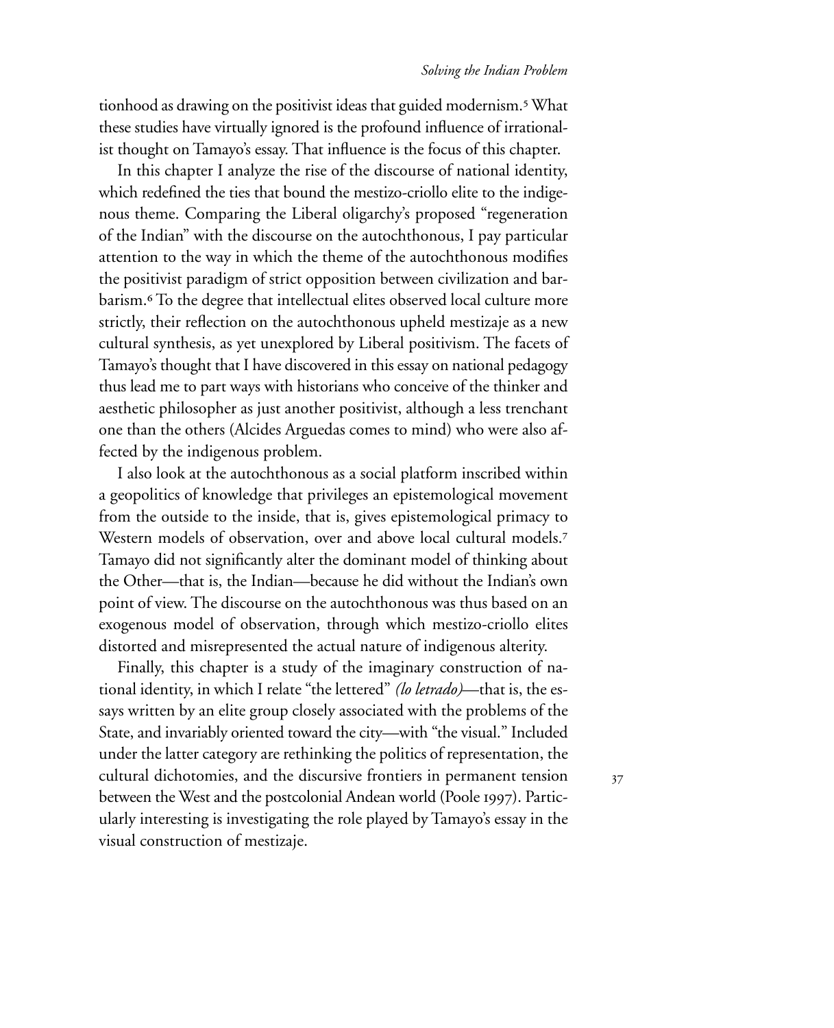tionhood as drawing on the positivist ideas that guided modernism.[5] What these studies have virtually ignored is the profound influence of irrationalist thought on Tamayo's essay. That influence is the focus of this chapter.

In this chapter I analyze the rise of the discourse of national identity, which redefined the ties that bound the mestizo-criollo elite to the indigenous theme. Comparing the Liberal oligarchy's proposed "regeneration of the Indian" with the discourse on the autochthonous, I pay particular attention to the way in which the theme of the autochthonous modifies the positivist paradigm of strict opposition between civilization and barbarism.[6] To the degree that intellectual elites observed local culture more strictly, their reflection on the autochthonous upheld mestizaje as a new cultural synthesis, as yet unexplored by Liberal positivism. The facets of Tamayo's thought that I have discovered in this essay on national pedagogy thus lead me to part ways with historians who conceive of the thinker and aesthetic philosopher as just another positivist, although a less trenchant one than the others (Alcides Arguedas comes to mind) who were also affected by the indigenous problem.

I also look at the autochthonous as a social platform inscribed within a geopolitics of knowledge that privileges an epistemological movement from the outside to the inside, that is, gives epistemological primacy to Western models of observation, over and above local cultural models.[7] Tamayo did not significantly alter the dominant model of thinking about the Other—that is, the Indian—because he did without the Indian's own point of view. The discourse on the autochthonous was thus based on an exogenous model of observation, through which mestizo-criollo elites distorted and misrepresented the actual nature of indigenous alterity.

Finally, this chapter is a study of the imaginary construction of national identity, in which I relate "the lettered" *(lo letrado)*—that is, the essays written by an elite group closely associated with the problems of the State, and invariably oriented toward the city—with "the visual." Included under the latter category are rethinking the politics of representation, the cultural dichotomies, and the discursive frontiers in permanent tension between the West and the postcolonial Andean world (Poole 1997). Particularly interesting is investigating the role played by Tamayo's essay in the visual construction of mestizaje.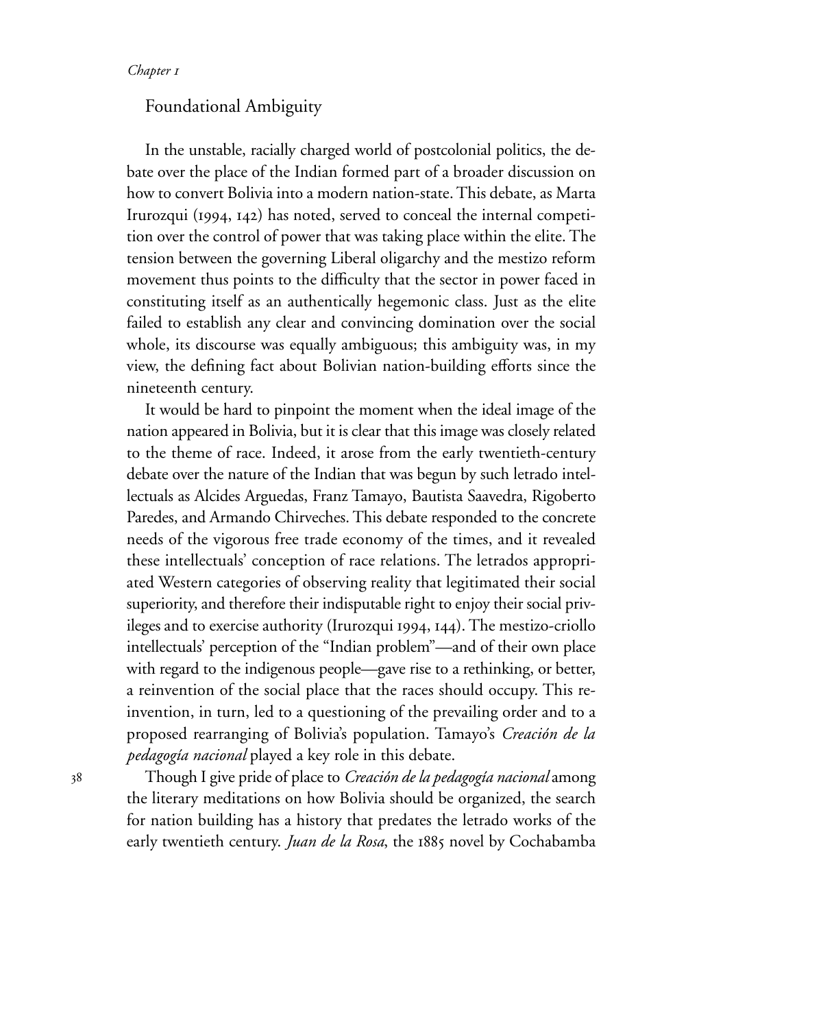*Chapter 1*

## Foundational Ambiguity

In the unstable, racially charged world of postcolonial politics, the debate over the place of the Indian formed part of a broader discussion on how to convert Bolivia into a modern nation-state. This debate, as Marta Irurozqui (1994, 142) has noted, served to conceal the internal competition over the control of power that was taking place within the elite. The tension between the governing Liberal oligarchy and the mestizo reform movement thus points to the difficulty that the sector in power faced in constituting itself as an authentically hegemonic class. Just as the elite failed to establish any clear and convincing domination over the social whole, its discourse was equally ambiguous; this ambiguity was, in my view, the defining fact about Bolivian nation-building efforts since the nineteenth century.

It would be hard to pinpoint the moment when the ideal image of the nation appeared in Bolivia, but it is clear that this image was closely related to the theme of race. Indeed, it arose from the early twentieth-century debate over the nature of the Indian that was begun by such letrado intellectuals as Alcides Arguedas, Franz Tamayo, Bautista Saavedra, Rigoberto Paredes, and Armando Chirveches. This debate responded to the concrete needs of the vigorous free trade economy of the times, and it revealed these intellectuals' conception of race relations. The letrados appropriated Western categories of observing reality that legitimated their social superiority, and therefore their indisputable right to enjoy their social privileges and to exercise authority (Irurozqui 1994, 144). The mestizo-criollo intellectuals' perception of the "Indian problem"—and of their own place with regard to the indigenous people—gave rise to a rethinking, or better, a reinvention of the social place that the races should occupy. This reinvention, in turn, led to a questioning of the prevailing order and to a proposed rearranging of Bolivia's population. Tamayo's *Creación de la pedagogía nacional* played a key role in this debate.

Though I give pride of place to *Creación de la pedagogía nacional* among the literary meditations on how Bolivia should be organized, the search for nation building has a history that predates the letrado works of the early twentieth century. *Juan de la Rosa*, the 1885 novel by Cochabamba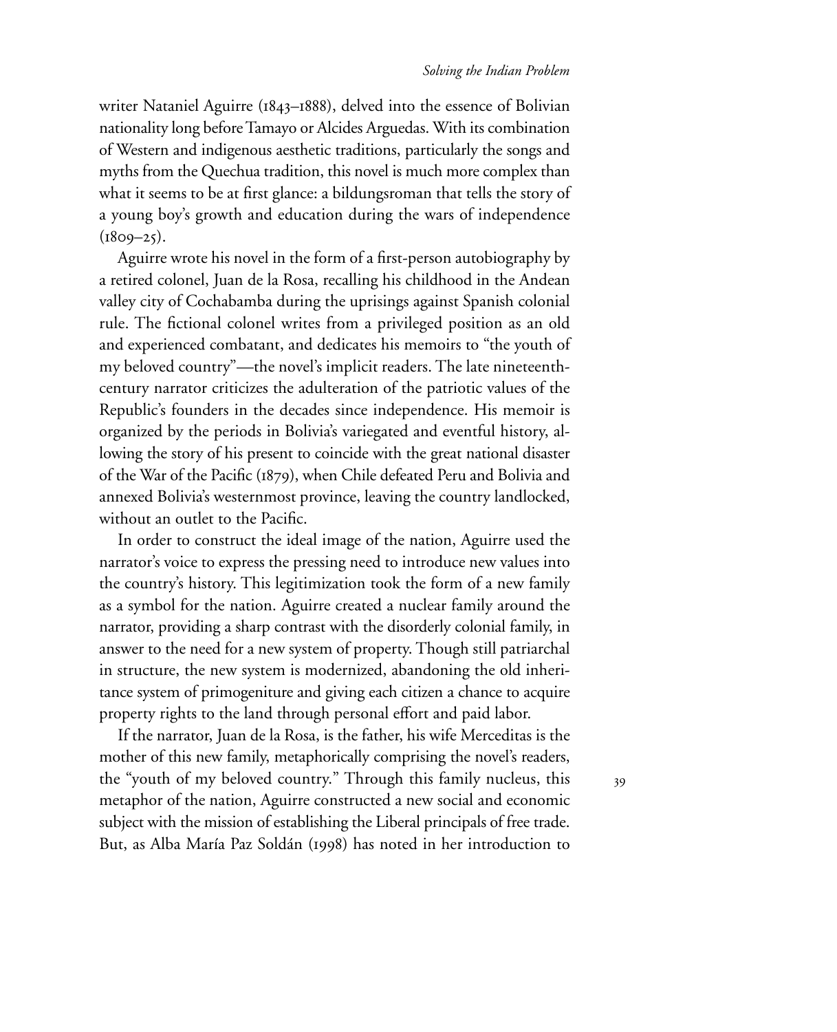writer Nataniel Aguirre (1843–1888), delved into the essence of Bolivian nationality long before Tamayo or Alcides Arguedas. With its combination of Western and indigenous aesthetic traditions, particularly the songs and myths from the Quechua tradition, this novel is much more complex than what it seems to be at first glance: a bildungsroman that tells the story of a young boy's growth and education during the wars of independence (1809–25).

Aguirre wrote his novel in the form of a first-person autobiography by a retired colonel, Juan de la Rosa, recalling his childhood in the Andean valley city of Cochabamba during the uprisings against Spanish colonial rule. The fictional colonel writes from a privileged position as an old and experienced combatant, and dedicates his memoirs to "the youth of my beloved country"—the novel's implicit readers. The late nineteenth-century narrator criticizes the adulteration of the patriotic values of the Republic's founders in the decades since independence. His memoir is organized by the periods in Bolivia's variegated and eventful history, allowing the story of his present to coincide with the great national disaster of the War of the Pacific (1879), when Chile defeated Peru and Bolivia and annexed Bolivia's westernmost province, leaving the country landlocked, without an outlet to the Pacific.

In order to construct the ideal image of the nation, Aguirre used the narrator's voice to express the pressing need to introduce new values into the country's history. This legitimization took the form of a new family as a symbol for the nation. Aguirre created a nuclear family around the narrator, providing a sharp contrast with the disorderly colonial family, in answer to the need for a new system of property. Though still patriarchal in structure, the new system is modernized, abandoning the old inheritance system of primogeniture and giving each citizen a chance to acquire property rights to the land through personal effort and paid labor.

If the narrator, Juan de la Rosa, is the father, his wife Merceditas is the mother of this new family, metaphorically comprising the novel's readers, the "youth of my beloved country." Through this family nucleus, this metaphor of the nation, Aguirre constructed a new social and economic subject with the mission of establishing the Liberal principals of free trade. But, as Alba María Paz Soldán (1998) has noted in her introduction to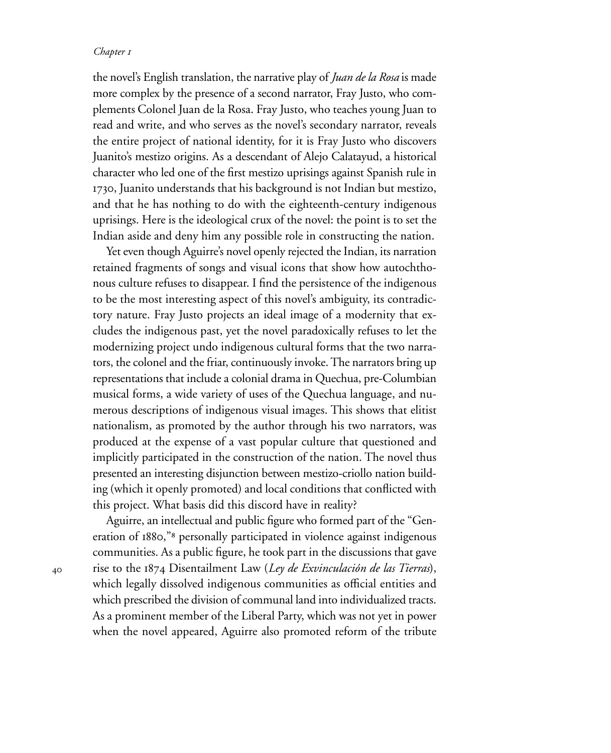the novel's English translation, the narrative play of *Juan de la Rosa* is made more complex by the presence of a second narrator, Fray Justo, who complements Colonel Juan de la Rosa. Fray Justo, who teaches young Juan to read and write, and who serves as the novel's secondary narrator, reveals the entire project of national identity, for it is Fray Justo who discovers Juanito's mestizo origins. As a descendant of Alejo Calatayud, a historical character who led one of the first mestizo uprisings against Spanish rule in 1730, Juanito understands that his background is not Indian but mestizo, and that he has nothing to do with the eighteenth-century indigenous uprisings. Here is the ideological crux of the novel: the point is to set the Indian aside and deny him any possible role in constructing the nation.

Yet even though Aguirre's novel openly rejected the Indian, its narration retained fragments of songs and visual icons that show how autochthonous culture refuses to disappear. I find the persistence of the indigenous to be the most interesting aspect of this novel's ambiguity, its contradictory nature. Fray Justo projects an ideal image of a modernity that excludes the indigenous past, yet the novel paradoxically refuses to let the modernizing project undo indigenous cultural forms that the two narrators, the colonel and the friar, continuously invoke. The narrators bring up representations that include a colonial drama in Quechua, pre-Columbian musical forms, a wide variety of uses of the Quechua language, and numerous descriptions of indigenous visual images. This shows that elitist nationalism, as promoted by the author through his two narrators, was produced at the expense of a vast popular culture that questioned and implicitly participated in the construction of the nation. The novel thus presented an interesting disjunction between mestizo-criollo nation building (which it openly promoted) and local conditions that conflicted with this project. What basis did this discord have in reality?

Aguirre, an intellectual and public figure who formed part of the "Generation of 1880,"[8] personally participated in violence against indigenous communities. As a public figure, he took part in the discussions that gave rise to the 1874 Disentailment Law (*Ley de Exvinculación de las Tierras*), which legally dissolved indigenous communities as official entities and which prescribed the division of communal land into individualized tracts. As a prominent member of the Liberal Party, which was not yet in power when the novel appeared, Aguirre also promoted reform of the tribute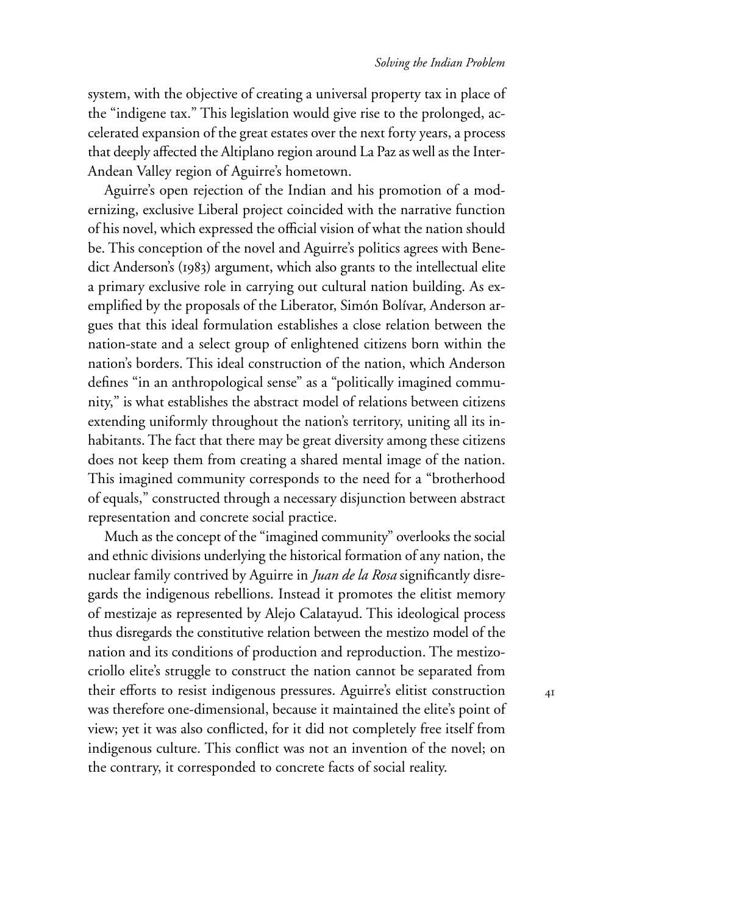system, with the objective of creating a universal property tax in place of the "indigene tax." This legislation would give rise to the prolonged, accelerated expansion of the great estates over the next forty years, a process that deeply affected the Altiplano region around La Paz as well as the Inter-Andean Valley region of Aguirre's hometown.

Aguirre's open rejection of the Indian and his promotion of a modernizing, exclusive Liberal project coincided with the narrative function of his novel, which expressed the official vision of what the nation should be. This conception of the novel and Aguirre's politics agrees with Benedict Anderson's (1983) argument, which also grants to the intellectual elite a primary exclusive role in carrying out cultural nation building. As exemplified by the proposals of the Liberator, Simón Bolívar, Anderson argues that this ideal formulation establishes a close relation between the nation-state and a select group of enlightened citizens born within the nation's borders. This ideal construction of the nation, which Anderson defines "in an anthropological sense" as a "politically imagined community," is what establishes the abstract model of relations between citizens extending uniformly throughout the nation's territory, uniting all its inhabitants. The fact that there may be great diversity among these citizens does not keep them from creating a shared mental image of the nation. This imagined community corresponds to the need for a "brotherhood of equals," constructed through a necessary disjunction between abstract representation and concrete social practice.

Much as the concept of the "imagined community" overlooks the social and ethnic divisions underlying the historical formation of any nation, the nuclear family contrived by Aguirre in *Juan de la Rosa* significantly disregards the indigenous rebellions. Instead it promotes the elitist memory of mestizaje as represented by Alejo Calatayud. This ideological process thus disregards the constitutive relation between the mestizo model of the nation and its conditions of production and reproduction. The mestizo-criollo elite's struggle to construct the nation cannot be separated from their efforts to resist indigenous pressures. Aguirre's elitist construction was therefore one-dimensional, because it maintained the elite's point of view; yet it was also conflicted, for it did not completely free itself from indigenous culture. This conflict was not an invention of the novel; on the contrary, it corresponded to concrete facts of social reality.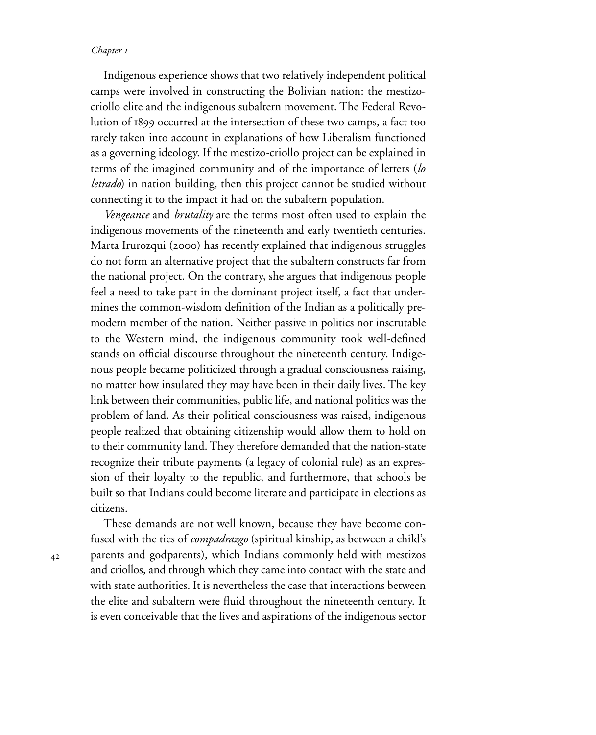Indigenous experience shows that two relatively independent political camps were involved in constructing the Bolivian nation: the mestizo-criollo elite and the indigenous subaltern movement. The Federal Revolution of 1899 occurred at the intersection of these two camps, a fact too rarely taken into account in explanations of how Liberalism functioned as a governing ideology. If the mestizo-criollo project can be explained in terms of the imagined community and of the importance of letters (*lo letrado*) in nation building, then this project cannot be studied without connecting it to the impact it had on the subaltern population.

*Vengeance* and *brutality* are the terms most often used to explain the indigenous movements of the nineteenth and early twentieth centuries. Marta Irurozqui (2000) has recently explained that indigenous struggles do not form an alternative project that the subaltern constructs far from the national project. On the contrary, she argues that indigenous people feel a need to take part in the dominant project itself, a fact that undermines the common-wisdom definition of the Indian as a politically premodern member of the nation. Neither passive in politics nor inscrutable to the Western mind, the indigenous community took well-defined stands on official discourse throughout the nineteenth century. Indigenous people became politicized through a gradual consciousness raising, no matter how insulated they may have been in their daily lives. The key link between their communities, public life, and national politics was the problem of land. As their political consciousness was raised, indigenous people realized that obtaining citizenship would allow them to hold on to their community land. They therefore demanded that the nation-state recognize their tribute payments (a legacy of colonial rule) as an expression of their loyalty to the republic, and furthermore, that schools be built so that Indians could become literate and participate in elections as citizens.

These demands are not well known, because they have become confused with the ties of *compadrazgo* (spiritual kinship, as between a child's parents and godparents), which Indians commonly held with mestizos and criollos, and through which they came into contact with the state and with state authorities. It is nevertheless the case that interactions between the elite and subaltern were fluid throughout the nineteenth century. It is even conceivable that the lives and aspirations of the indigenous sector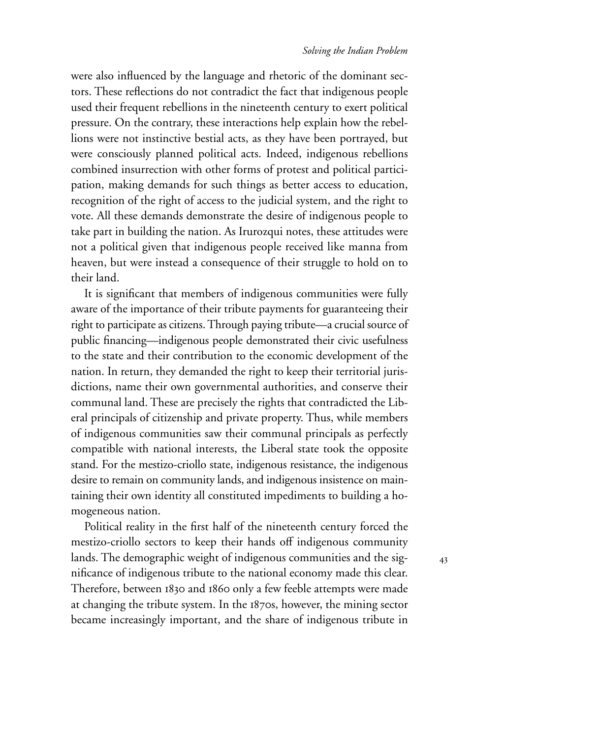were also influenced by the language and rhetoric of the dominant sectors. These reflections do not contradict the fact that indigenous people used their frequent rebellions in the nineteenth century to exert political pressure. On the contrary, these interactions help explain how the rebellions were not instinctive bestial acts, as they have been portrayed, but were consciously planned political acts. Indeed, indigenous rebellions combined insurrection with other forms of protest and political participation, making demands for such things as better access to education, recognition of the right of access to the judicial system, and the right to vote. All these demands demonstrate the desire of indigenous people to take part in building the nation. As Irurozqui notes, these attitudes were not a political given that indigenous people received like manna from heaven, but were instead a consequence of their struggle to hold on to their land.

It is significant that members of indigenous communities were fully aware of the importance of their tribute payments for guaranteeing their right to participate as citizens. Through paying tribute—a crucial source of public financing—indigenous people demonstrated their civic usefulness to the state and their contribution to the economic development of the nation. In return, they demanded the right to keep their territorial jurisdictions, name their own governmental authorities, and conserve their communal land. These are precisely the rights that contradicted the Liberal principals of citizenship and private property. Thus, while members of indigenous communities saw their communal principals as perfectly compatible with national interests, the Liberal state took the opposite stand. For the mestizo-criollo state, indigenous resistance, the indigenous desire to remain on community lands, and indigenous insistence on maintaining their own identity all constituted impediments to building a homogeneous nation.

Political reality in the first half of the nineteenth century forced the mestizo-criollo sectors to keep their hands off indigenous community lands. The demographic weight of indigenous communities and the significance of indigenous tribute to the national economy made this clear. Therefore, between 1830 and 1860 only a few feeble attempts were made at changing the tribute system. In the 1870s, however, the mining sector became increasingly important, and the share of indigenous tribute in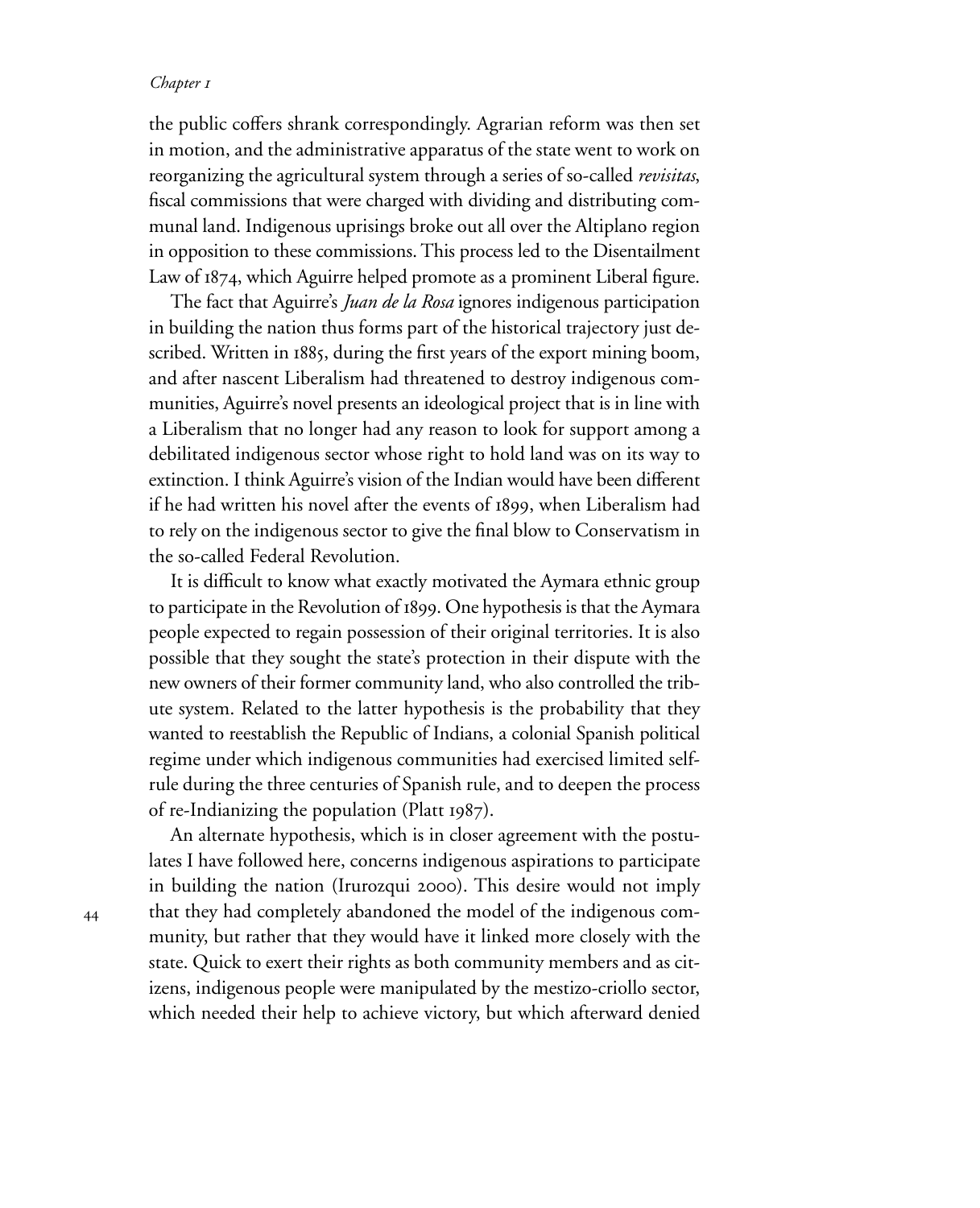the public coffers shrank correspondingly. Agrarian reform was then set in motion, and the administrative apparatus of the state went to work on reorganizing the agricultural system through a series of so-called *revisitas*, fiscal commissions that were charged with dividing and distributing communal land. Indigenous uprisings broke out all over the Altiplano region in opposition to these commissions. This process led to the Disentailment Law of 1874, which Aguirre helped promote as a prominent Liberal figure.

The fact that Aguirre's *Juan de la Rosa* ignores indigenous participation in building the nation thus forms part of the historical trajectory just described. Written in 1885, during the first years of the export mining boom, and after nascent Liberalism had threatened to destroy indigenous communities, Aguirre's novel presents an ideological project that is in line with a Liberalism that no longer had any reason to look for support among a debilitated indigenous sector whose right to hold land was on its way to extinction. I think Aguirre's vision of the Indian would have been different if he had written his novel after the events of 1899, when Liberalism had to rely on the indigenous sector to give the final blow to Conservatism in the so-called Federal Revolution.

It is difficult to know what exactly motivated the Aymara ethnic group to participate in the Revolution of 1899. One hypothesis is that the Aymara people expected to regain possession of their original territories. It is also possible that they sought the state's protection in their dispute with the new owners of their former community land, who also controlled the tribute system. Related to the latter hypothesis is the probability that they wanted to reestablish the Republic of Indians, a colonial Spanish political regime under which indigenous communities had exercised limited self-rule during the three centuries of Spanish rule, and to deepen the process of re-Indianizing the population (Platt 1987).

An alternate hypothesis, which is in closer agreement with the postulates I have followed here, concerns indigenous aspirations to participate in building the nation (Irurozqui 2000). This desire would not imply that they had completely abandoned the model of the indigenous community, but rather that they would have it linked more closely with the state. Quick to exert their rights as both community members and as citizens, indigenous people were manipulated by the mestizo-criollo sector, which needed their help to achieve victory, but which afterward denied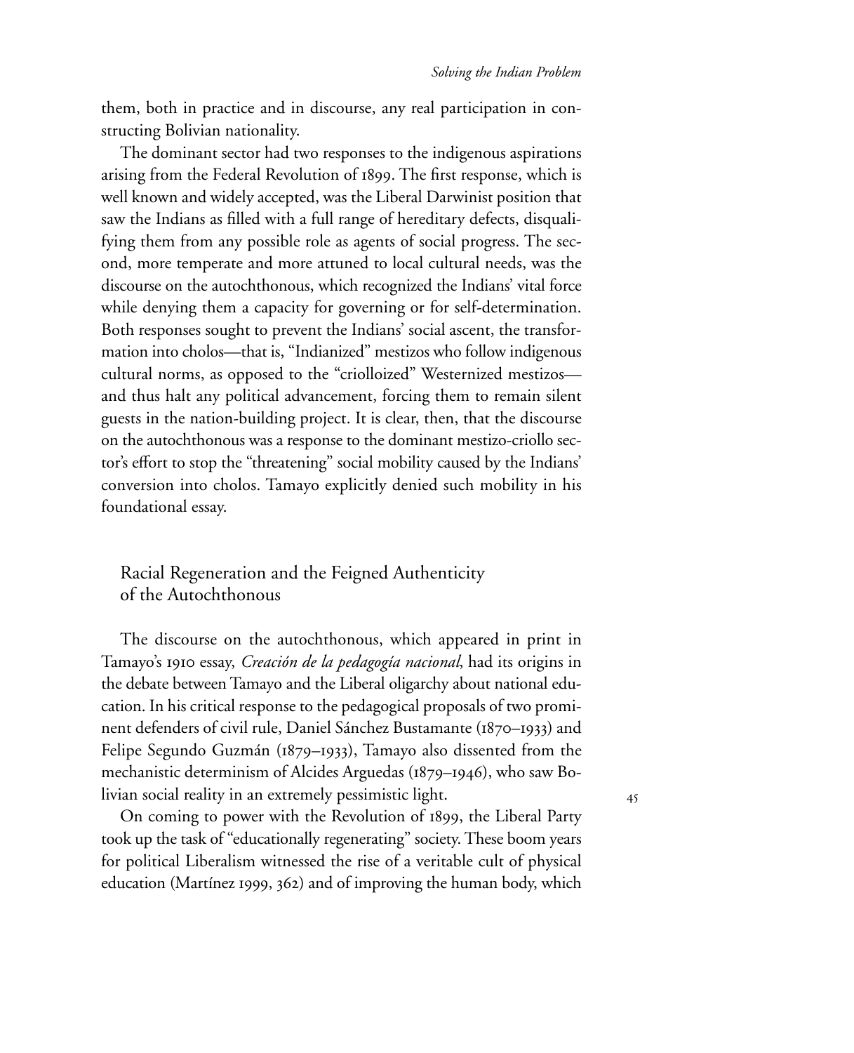them, both in practice and in discourse, any real participation in constructing Bolivian nationality.

The dominant sector had two responses to the indigenous aspirations arising from the Federal Revolution of 1899. The first response, which is well known and widely accepted, was the Liberal Darwinist position that saw the Indians as filled with a full range of hereditary defects, disqualifying them from any possible role as agents of social progress. The second, more temperate and more attuned to local cultural needs, was the discourse on the autochthonous, which recognized the Indians' vital force while denying them a capacity for governing or for self-determination. Both responses sought to prevent the Indians' social ascent, the transformation into cholos—that is, "Indianized" mestizos who follow indigenous cultural norms, as opposed to the "criolloized" Westernized mestizos—and thus halt any political advancement, forcing them to remain silent guests in the nation-building project. It is clear, then, that the discourse on the autochthonous was a response to the dominant mestizo-criollo sector's effort to stop the "threatening" social mobility caused by the Indians' conversion into cholos. Tamayo explicitly denied such mobility in his foundational essay.

## Racial Regeneration and the Feigned Authenticity of the Autochthonous

The discourse on the autochthonous, which appeared in print in Tamayo's 1910 essay, *Creación de la pedagogía nacional*, had its origins in the debate between Tamayo and the Liberal oligarchy about national education. In his critical response to the pedagogical proposals of two prominent defenders of civil rule, Daniel Sánchez Bustamante (1870–1933) and Felipe Segundo Guzmán (1879–1933), Tamayo also dissented from the mechanistic determinism of Alcides Arguedas (1879–1946), who saw Bolivian social reality in an extremely pessimistic light.

On coming to power with the Revolution of 1899, the Liberal Party took up the task of "educationally regenerating" society. These boom years for political Liberalism witnessed the rise of a veritable cult of physical education (Martínez 1999, 362) and of improving the human body, which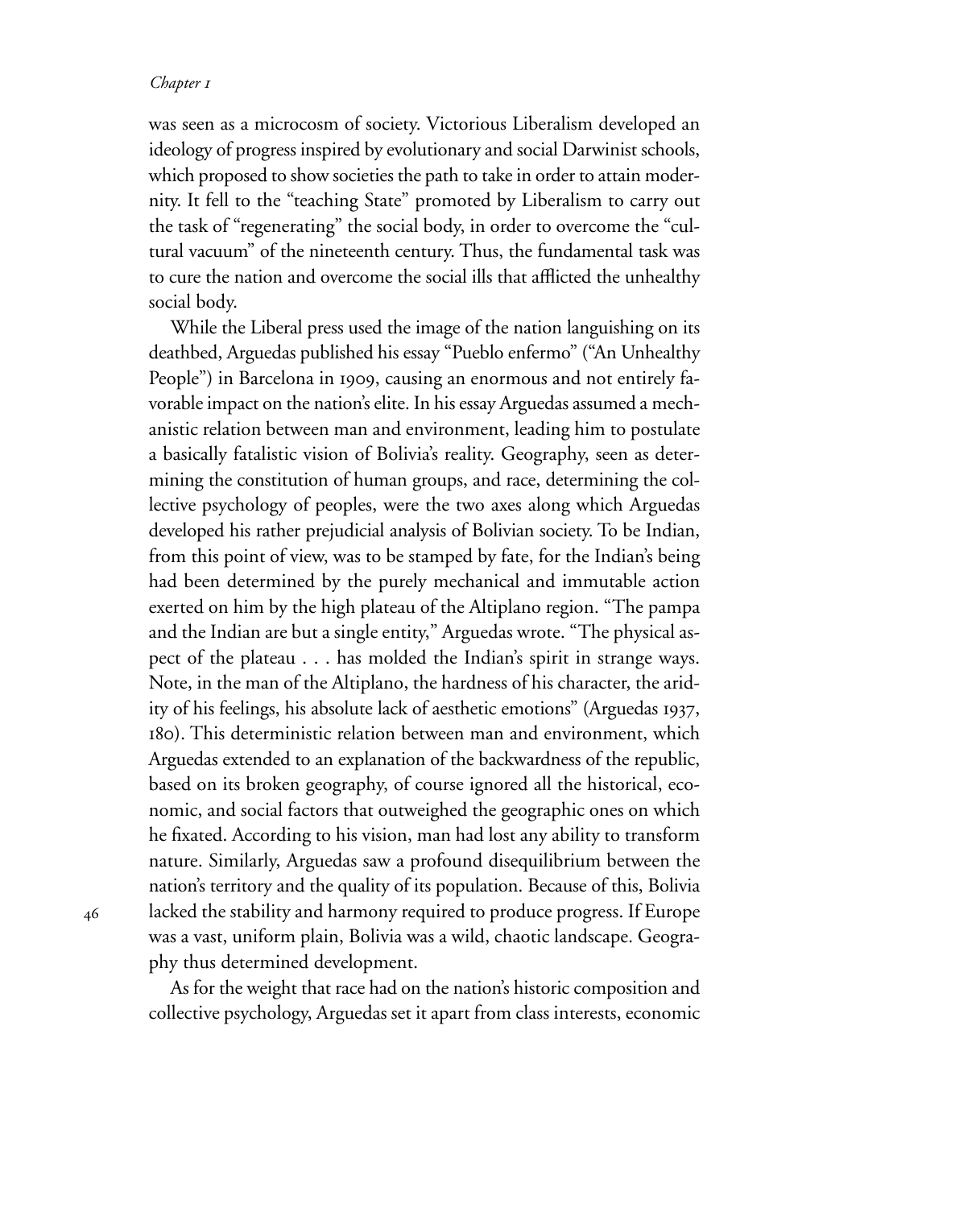was seen as a microcosm of society. Victorious Liberalism developed an ideology of progress inspired by evolutionary and social Darwinist schools, which proposed to show societies the path to take in order to attain modernity. It fell to the "teaching State" promoted by Liberalism to carry out the task of "regenerating" the social body, in order to overcome the "cultural vacuum" of the nineteenth century. Thus, the fundamental task was to cure the nation and overcome the social ills that afflicted the unhealthy social body.

While the Liberal press used the image of the nation languishing on its deathbed, Arguedas published his essay "Pueblo enfermo" ("An Unhealthy People") in Barcelona in 1909, causing an enormous and not entirely favorable impact on the nation's elite. In his essay Arguedas assumed a mechanistic relation between man and environment, leading him to postulate a basically fatalistic vision of Bolivia's reality. Geography, seen as determining the constitution of human groups, and race, determining the collective psychology of peoples, were the two axes along which Arguedas developed his rather prejudicial analysis of Bolivian society. To be Indian, from this point of view, was to be stamped by fate, for the Indian's being had been determined by the purely mechanical and immutable action exerted on him by the high plateau of the Altiplano region. "The pampa and the Indian are but a single entity," Arguedas wrote. "The physical aspect of the plateau . . . has molded the Indian's spirit in strange ways. Note, in the man of the Altiplano, the hardness of his character, the aridity of his feelings, his absolute lack of aesthetic emotions" (Arguedas 1937, 180). This deterministic relation between man and environment, which Arguedas extended to an explanation of the backwardness of the republic, based on its broken geography, of course ignored all the historical, economic, and social factors that outweighed the geographic ones on which he fixated. According to his vision, man had lost any ability to transform nature. Similarly, Arguedas saw a profound disequilibrium between the nation's territory and the quality of its population. Because of this, Bolivia lacked the stability and harmony required to produce progress. If Europe was a vast, uniform plain, Bolivia was a wild, chaotic landscape. Geography thus determined development.

As for the weight that race had on the nation's historic composition and collective psychology, Arguedas set it apart from class interests, economic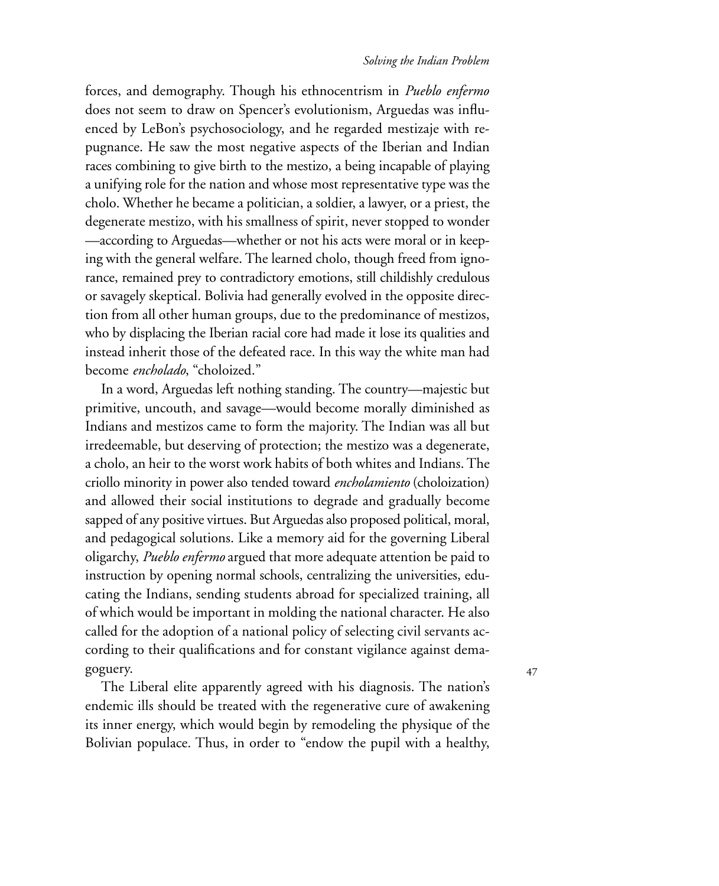forces, and demography. Though his ethnocentrism in *Pueblo enfermo* does not seem to draw on Spencer's evolutionism, Arguedas was influenced by LeBon's psychosociology, and he regarded mestizaje with repugnance. He saw the most negative aspects of the Iberian and Indian races combining to give birth to the mestizo, a being incapable of playing a unifying role for the nation and whose most representative type was the cholo. Whether he became a politician, a soldier, a lawyer, or a priest, the degenerate mestizo, with his smallness of spirit, never stopped to wonder —according to Arguedas—whether or not his acts were moral or in keeping with the general welfare. The learned cholo, though freed from ignorance, remained prey to contradictory emotions, still childishly credulous or savagely skeptical. Bolivia had generally evolved in the opposite direction from all other human groups, due to the predominance of mestizos, who by displacing the Iberian racial core had made it lose its qualities and instead inherit those of the defeated race. In this way the white man had become *encholado*, "choloized."

In a word, Arguedas left nothing standing. The country—majestic but primitive, uncouth, and savage—would become morally diminished as Indians and mestizos came to form the majority. The Indian was all but irredeemable, but deserving of protection; the mestizo was a degenerate, a cholo, an heir to the worst work habits of both whites and Indians. The criollo minority in power also tended toward *encholamiento* (choloization) and allowed their social institutions to degrade and gradually become sapped of any positive virtues. But Arguedas also proposed political, moral, and pedagogical solutions. Like a memory aid for the governing Liberal oligarchy, *Pueblo enfermo* argued that more adequate attention be paid to instruction by opening normal schools, centralizing the universities, educating the Indians, sending students abroad for specialized training, all of which would be important in molding the national character. He also called for the adoption of a national policy of selecting civil servants according to their qualifications and for constant vigilance against demagoguery.

The Liberal elite apparently agreed with his diagnosis. The nation's endemic ills should be treated with the regenerative cure of awakening its inner energy, which would begin by remodeling the physique of the Bolivian populace. Thus, in order to "endow the pupil with a healthy,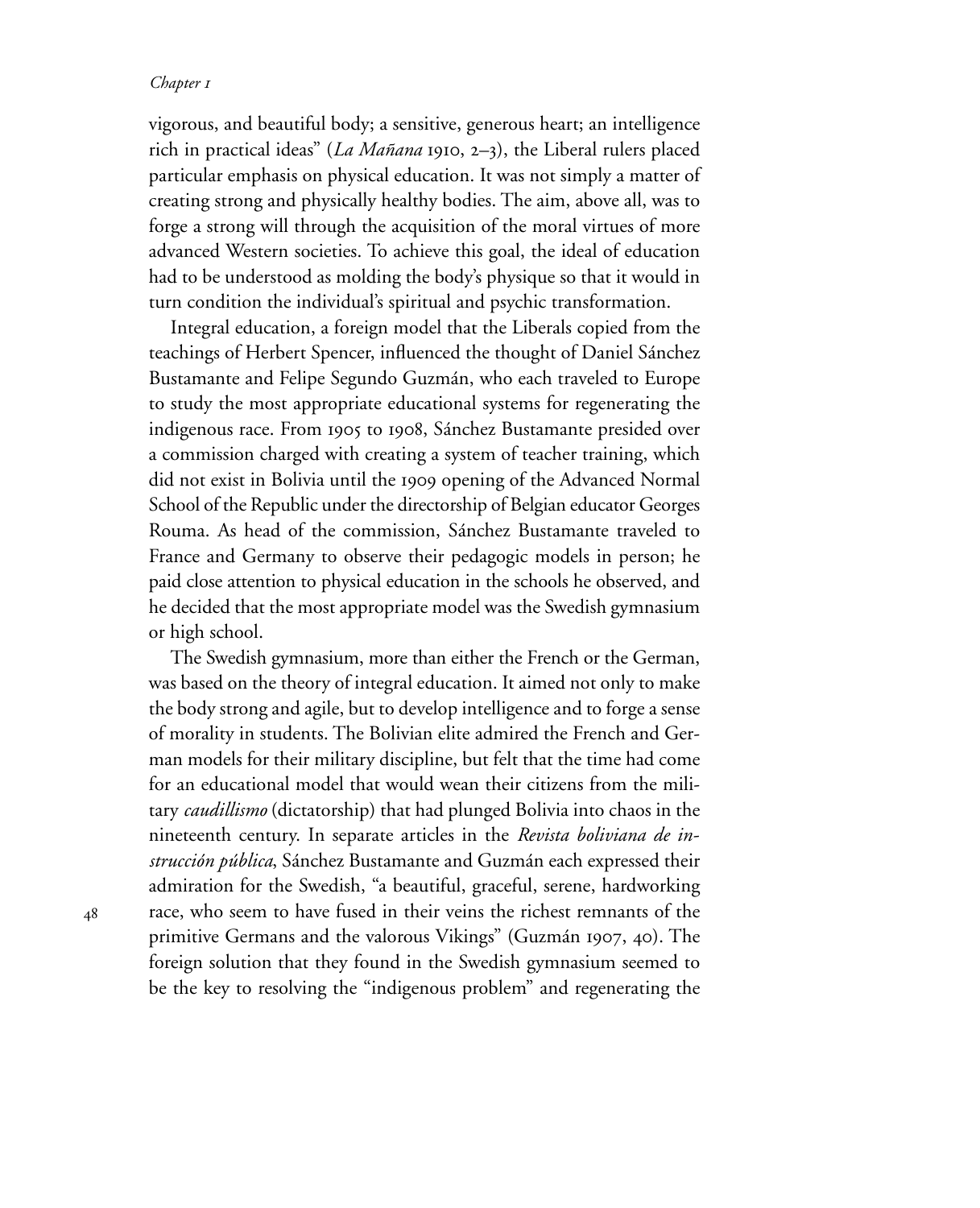vigorous, and beautiful body; a sensitive, generous heart; an intelligence rich in practical ideas" (*La Mañana* 1910, 2–3), the Liberal rulers placed particular emphasis on physical education. It was not simply a matter of creating strong and physically healthy bodies. The aim, above all, was to forge a strong will through the acquisition of the moral virtues of more advanced Western societies. To achieve this goal, the ideal of education had to be understood as molding the body's physique so that it would in turn condition the individual's spiritual and psychic transformation.

Integral education, a foreign model that the Liberals copied from the teachings of Herbert Spencer, influenced the thought of Daniel Sánchez Bustamante and Felipe Segundo Guzmán, who each traveled to Europe to study the most appropriate educational systems for regenerating the indigenous race. From 1905 to 1908, Sánchez Bustamante presided over a commission charged with creating a system of teacher training, which did not exist in Bolivia until the 1909 opening of the Advanced Normal School of the Republic under the directorship of Belgian educator Georges Rouma. As head of the commission, Sánchez Bustamante traveled to France and Germany to observe their pedagogic models in person; he paid close attention to physical education in the schools he observed, and he decided that the most appropriate model was the Swedish gymnasium or high school.

The Swedish gymnasium, more than either the French or the German, was based on the theory of integral education. It aimed not only to make the body strong and agile, but to develop intelligence and to forge a sense of morality in students. The Bolivian elite admired the French and German models for their military discipline, but felt that the time had come for an educational model that would wean their citizens from the military *caudillismo* (dictatorship) that had plunged Bolivia into chaos in the nineteenth century. In separate articles in the *Revista boliviana de instrucción pública*, Sánchez Bustamante and Guzmán each expressed their admiration for the Swedish, "a beautiful, graceful, serene, hardworking race, who seem to have fused in their veins the richest remnants of the primitive Germans and the valorous Vikings" (Guzmán 1907, 40). The foreign solution that they found in the Swedish gymnasium seemed to be the key to resolving the "indigenous problem" and regenerating the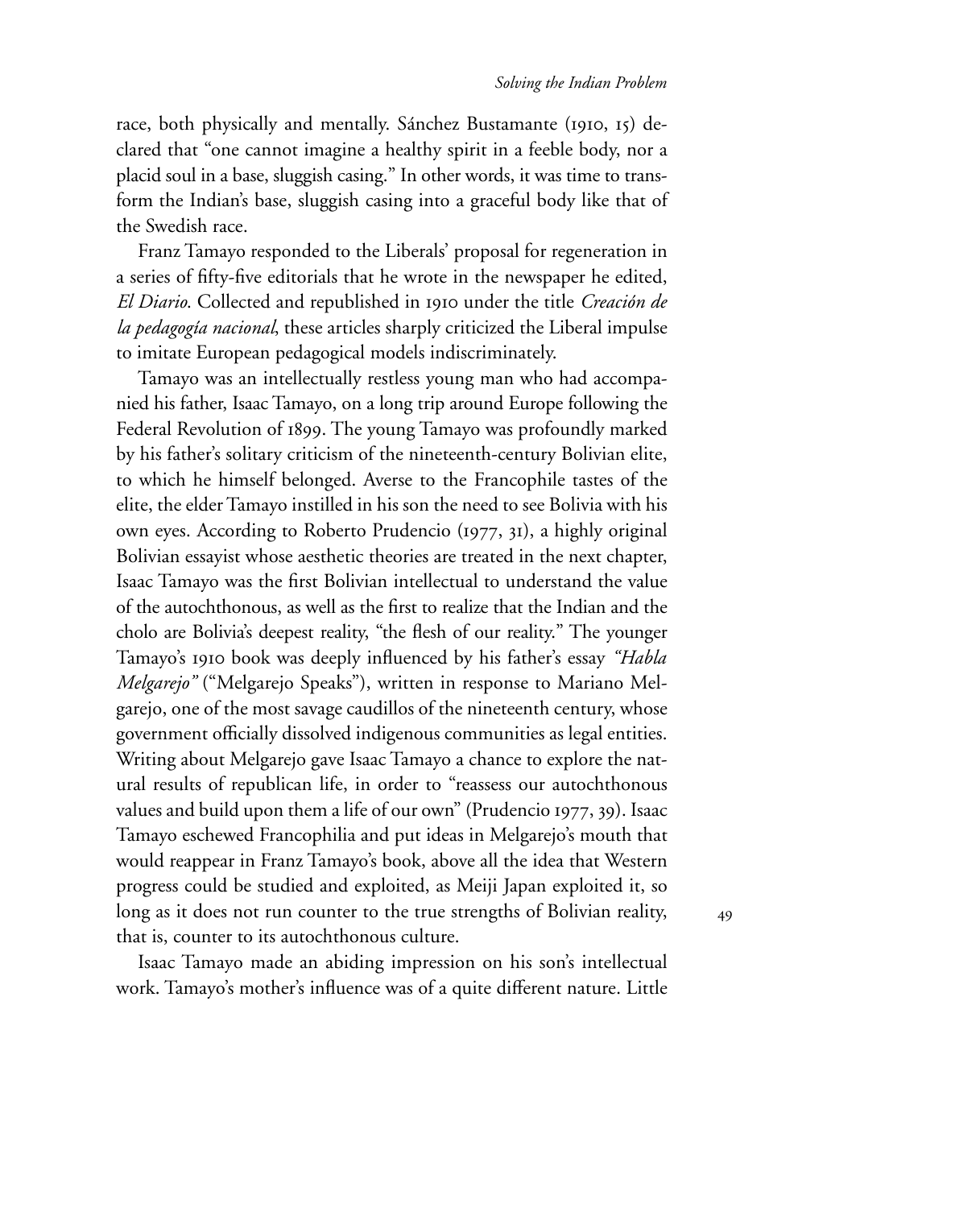race, both physically and mentally. Sánchez Bustamante (1910, 15) declared that "one cannot imagine a healthy spirit in a feeble body, nor a placid soul in a base, sluggish casing." In other words, it was time to transform the Indian's base, sluggish casing into a graceful body like that of the Swedish race.

Franz Tamayo responded to the Liberals' proposal for regeneration in a series of fifty-five editorials that he wrote in the newspaper he edited, *El Diario*. Collected and republished in 1910 under the title *Creación de la pedagogía nacional*, these articles sharply criticized the Liberal impulse to imitate European pedagogical models indiscriminately.

Tamayo was an intellectually restless young man who had accompanied his father, Isaac Tamayo, on a long trip around Europe following the Federal Revolution of 1899. The young Tamayo was profoundly marked by his father's solitary criticism of the nineteenth-century Bolivian elite, to which he himself belonged. Averse to the Francophile tastes of the elite, the elder Tamayo instilled in his son the need to see Bolivia with his own eyes. According to Roberto Prudencio (1977, 31), a highly original Bolivian essayist whose aesthetic theories are treated in the next chapter, Isaac Tamayo was the first Bolivian intellectual to understand the value of the autochthonous, as well as the first to realize that the Indian and the cholo are Bolivia's deepest reality, "the flesh of our reality." The younger Tamayo's 1910 book was deeply influenced by his father's essay *"Habla Melgarejo"* ("Melgarejo Speaks"), written in response to Mariano Melgarejo, one of the most savage caudillos of the nineteenth century, whose government officially dissolved indigenous communities as legal entities. Writing about Melgarejo gave Isaac Tamayo a chance to explore the natural results of republican life, in order to "reassess our autochthonous values and build upon them a life of our own" (Prudencio 1977, 39). Isaac Tamayo eschewed Francophilia and put ideas in Melgarejo's mouth that would reappear in Franz Tamayo's book, above all the idea that Western progress could be studied and exploited, as Meiji Japan exploited it, so long as it does not run counter to the true strengths of Bolivian reality, that is, counter to its autochthonous culture.

Isaac Tamayo made an abiding impression on his son's intellectual work. Tamayo's mother's influence was of a quite different nature. Little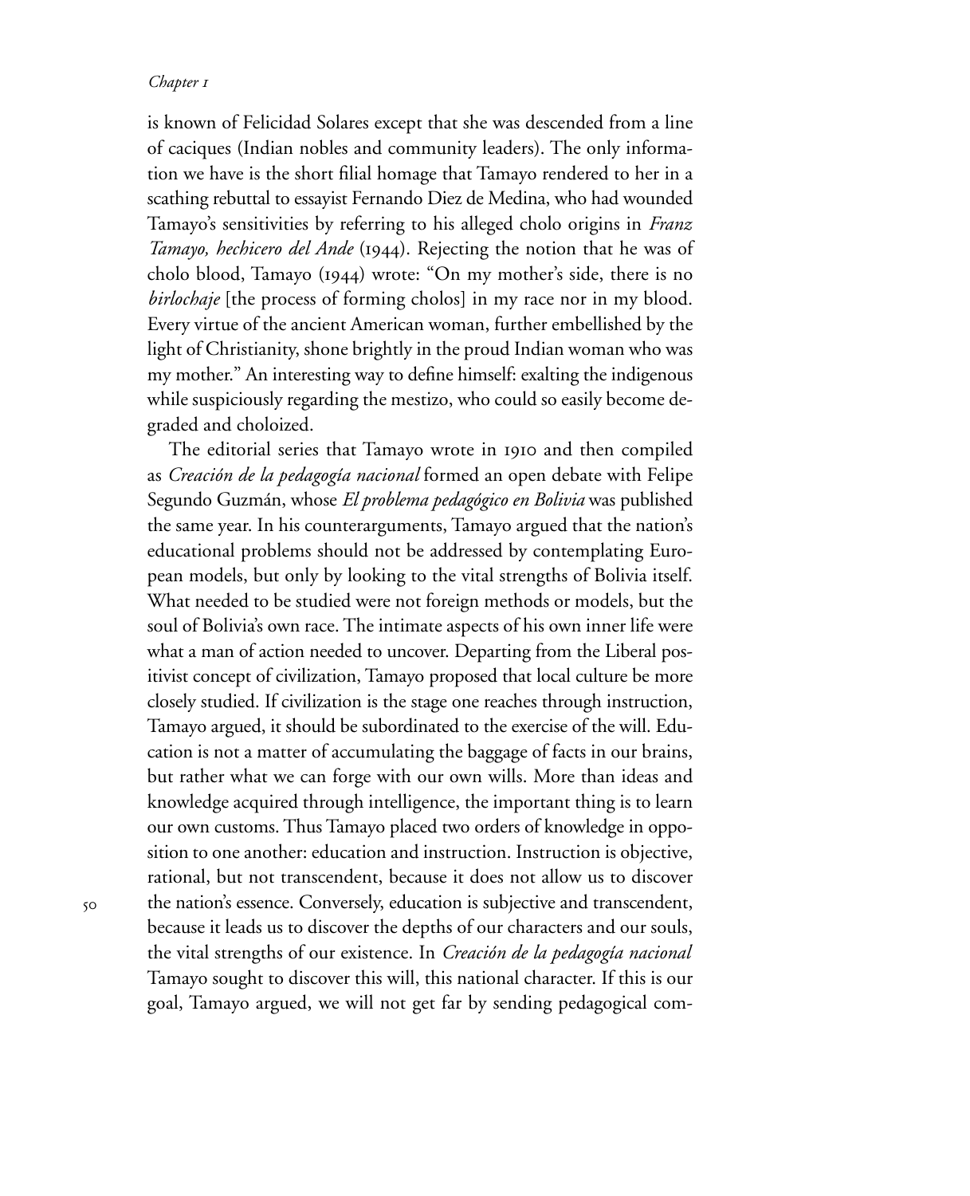is known of Felicidad Solares except that she was descended from a line of caciques (Indian nobles and community leaders). The only information we have is the short filial homage that Tamayo rendered to her in a scathing rebuttal to essayist Fernando Diez de Medina, who had wounded Tamayo's sensitivities by referring to his alleged cholo origins in *Franz Tamayo, hechicero del Ande* (1944). Rejecting the notion that he was of cholo blood, Tamayo (1944) wrote: "On my mother's side, there is no *birlochaje* [the process of forming cholos] in my race nor in my blood. Every virtue of the ancient American woman, further embellished by the light of Christianity, shone brightly in the proud Indian woman who was my mother." An interesting way to define himself: exalting the indigenous while suspiciously regarding the mestizo, who could so easily become degraded and choloized.

The editorial series that Tamayo wrote in 1910 and then compiled as *Creación de la pedagogía nacional* formed an open debate with Felipe Segundo Guzmán, whose *El problema pedagógico en Bolivia* was published the same year. In his counterarguments, Tamayo argued that the nation's educational problems should not be addressed by contemplating European models, but only by looking to the vital strengths of Bolivia itself. What needed to be studied were not foreign methods or models, but the soul of Bolivia's own race. The intimate aspects of his own inner life were what a man of action needed to uncover. Departing from the Liberal positivist concept of civilization, Tamayo proposed that local culture be more closely studied. If civilization is the stage one reaches through instruction, Tamayo argued, it should be subordinated to the exercise of the will. Education is not a matter of accumulating the baggage of facts in our brains, but rather what we can forge with our own wills. More than ideas and knowledge acquired through intelligence, the important thing is to learn our own customs. Thus Tamayo placed two orders of knowledge in opposition to one another: education and instruction. Instruction is objective, rational, but not transcendent, because it does not allow us to discover the nation's essence. Conversely, education is subjective and transcendent, because it leads us to discover the depths of our characters and our souls, the vital strengths of our existence. In *Creación de la pedagogía nacional* Tamayo sought to discover this will, this national character. If this is our goal, Tamayo argued, we will not get far by sending pedagogical com-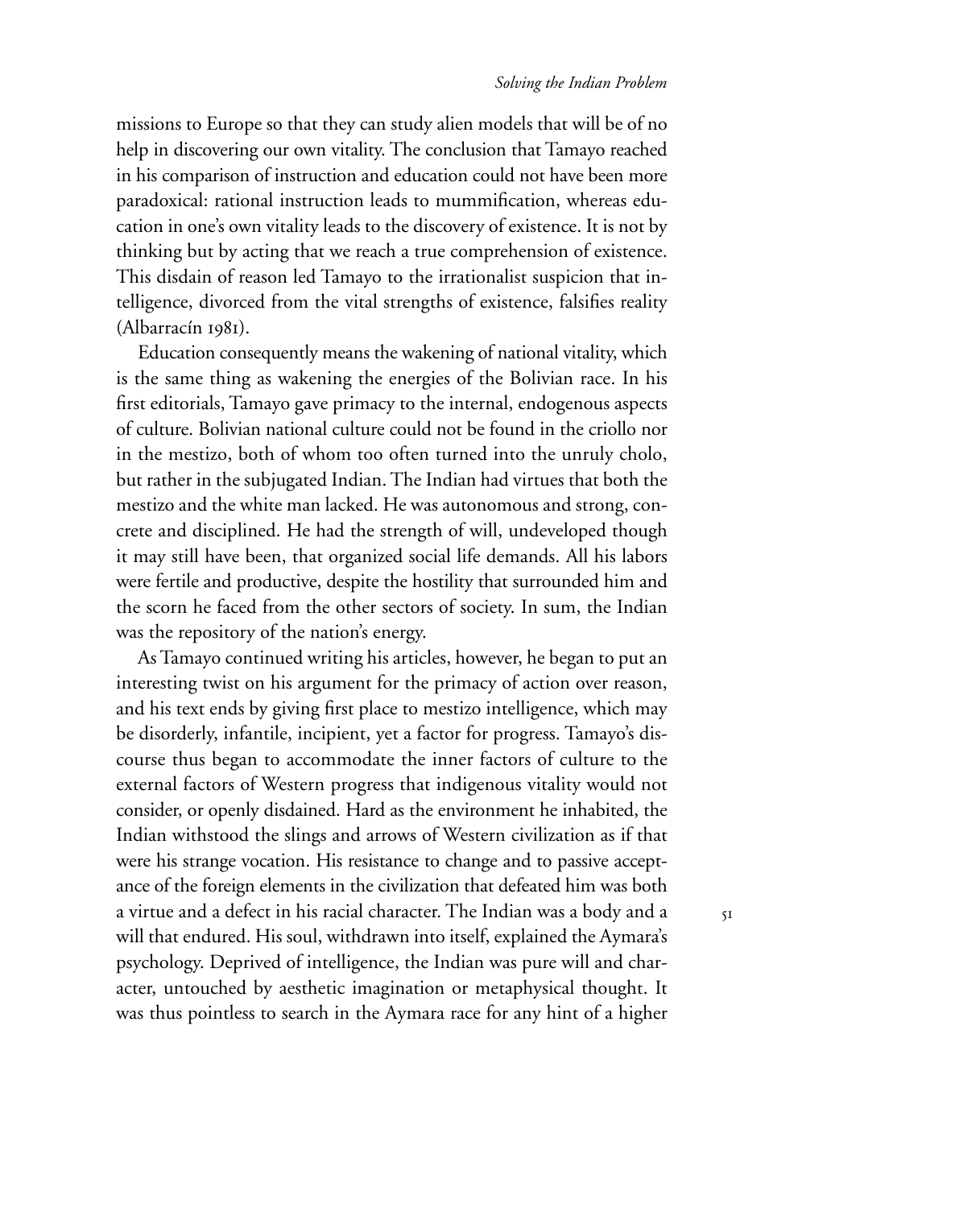missions to Europe so that they can study alien models that will be of no help in discovering our own vitality. The conclusion that Tamayo reached in his comparison of instruction and education could not have been more paradoxical: rational instruction leads to mummification, whereas education in one's own vitality leads to the discovery of existence. It is not by thinking but by acting that we reach a true comprehension of existence. This disdain of reason led Tamayo to the irrationalist suspicion that intelligence, divorced from the vital strengths of existence, falsifies reality (Albarracín 1981).

Education consequently means the wakening of national vitality, which is the same thing as wakening the energies of the Bolivian race. In his first editorials, Tamayo gave primacy to the internal, endogenous aspects of culture. Bolivian national culture could not be found in the criollo nor in the mestizo, both of whom too often turned into the unruly cholo, but rather in the subjugated Indian. The Indian had virtues that both the mestizo and the white man lacked. He was autonomous and strong, concrete and disciplined. He had the strength of will, undeveloped though it may still have been, that organized social life demands. All his labors were fertile and productive, despite the hostility that surrounded him and the scorn he faced from the other sectors of society. In sum, the Indian was the repository of the nation's energy.

As Tamayo continued writing his articles, however, he began to put an interesting twist on his argument for the primacy of action over reason, and his text ends by giving first place to mestizo intelligence, which may be disorderly, infantile, incipient, yet a factor for progress. Tamayo's discourse thus began to accommodate the inner factors of culture to the external factors of Western progress that indigenous vitality would not consider, or openly disdained. Hard as the environment he inhabited, the Indian withstood the slings and arrows of Western civilization as if that were his strange vocation. His resistance to change and to passive acceptance of the foreign elements in the civilization that defeated him was both a virtue and a defect in his racial character. The Indian was a body and a will that endured. His soul, withdrawn into itself, explained the Aymara's psychology. Deprived of intelligence, the Indian was pure will and character, untouched by aesthetic imagination or metaphysical thought. It was thus pointless to search in the Aymara race for any hint of a higher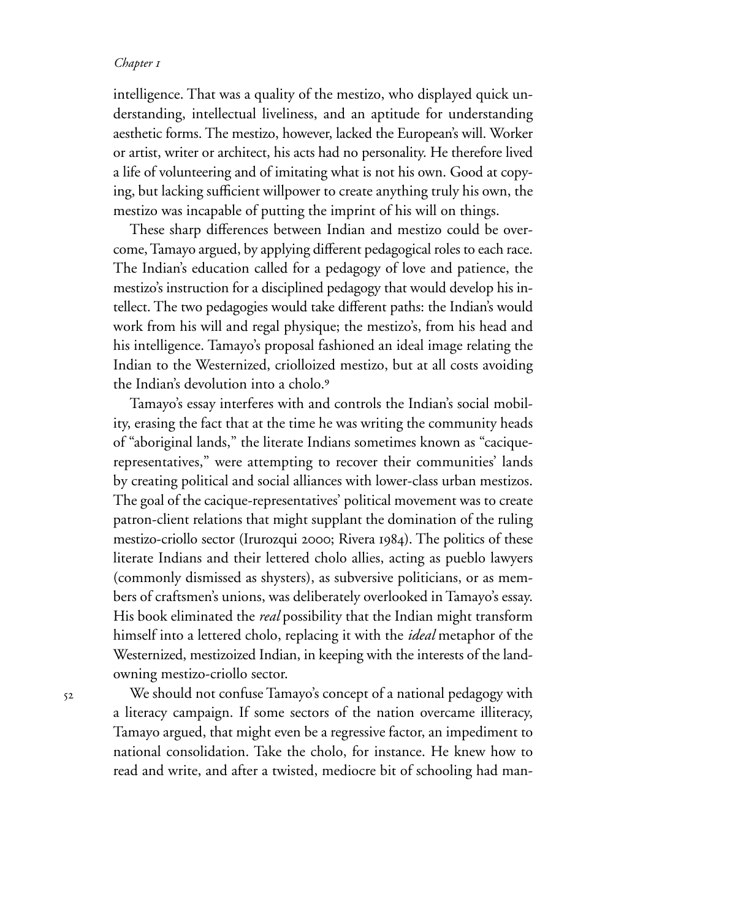intelligence. That was a quality of the mestizo, who displayed quick understanding, intellectual liveliness, and an aptitude for understanding aesthetic forms. The mestizo, however, lacked the European's will. Worker or artist, writer or architect, his acts had no personality. He therefore lived a life of volunteering and of imitating what is not his own. Good at copying, but lacking sufficient willpower to create anything truly his own, the mestizo was incapable of putting the imprint of his will on things.

These sharp differences between Indian and mestizo could be overcome, Tamayo argued, by applying different pedagogical roles to each race. The Indian's education called for a pedagogy of love and patience, the mestizo's instruction for a disciplined pedagogy that would develop his intellect. The two pedagogies would take different paths: the Indian's would work from his will and regal physique; the mestizo's, from his head and his intelligence. Tamayo's proposal fashioned an ideal image relating the Indian to the Westernized, criolloized mestizo, but at all costs avoiding the Indian's devolution into a cholo.[9]

Tamayo's essay interferes with and controls the Indian's social mobility, erasing the fact that at the time he was writing the community heads of "aboriginal lands," the literate Indians sometimes known as "cacique-representatives," were attempting to recover their communities' lands by creating political and social alliances with lower-class urban mestizos. The goal of the cacique-representatives' political movement was to create patron-client relations that might supplant the domination of the ruling mestizo-criollo sector (Irurozqui 2000; Rivera 1984). The politics of these literate Indians and their lettered cholo allies, acting as pueblo lawyers (commonly dismissed as shysters), as subversive politicians, or as members of craftsmen's unions, was deliberately overlooked in Tamayo's essay. His book eliminated the *real* possibility that the Indian might transform himself into a lettered cholo, replacing it with the *ideal* metaphor of the Westernized, mestizoized Indian, in keeping with the interests of the landowning mestizo-criollo sector.

We should not confuse Tamayo's concept of a national pedagogy with a literacy campaign. If some sectors of the nation overcame illiteracy, Tamayo argued, that might even be a regressive factor, an impediment to national consolidation. Take the cholo, for instance. He knew how to read and write, and after a twisted, mediocre bit of schooling had man-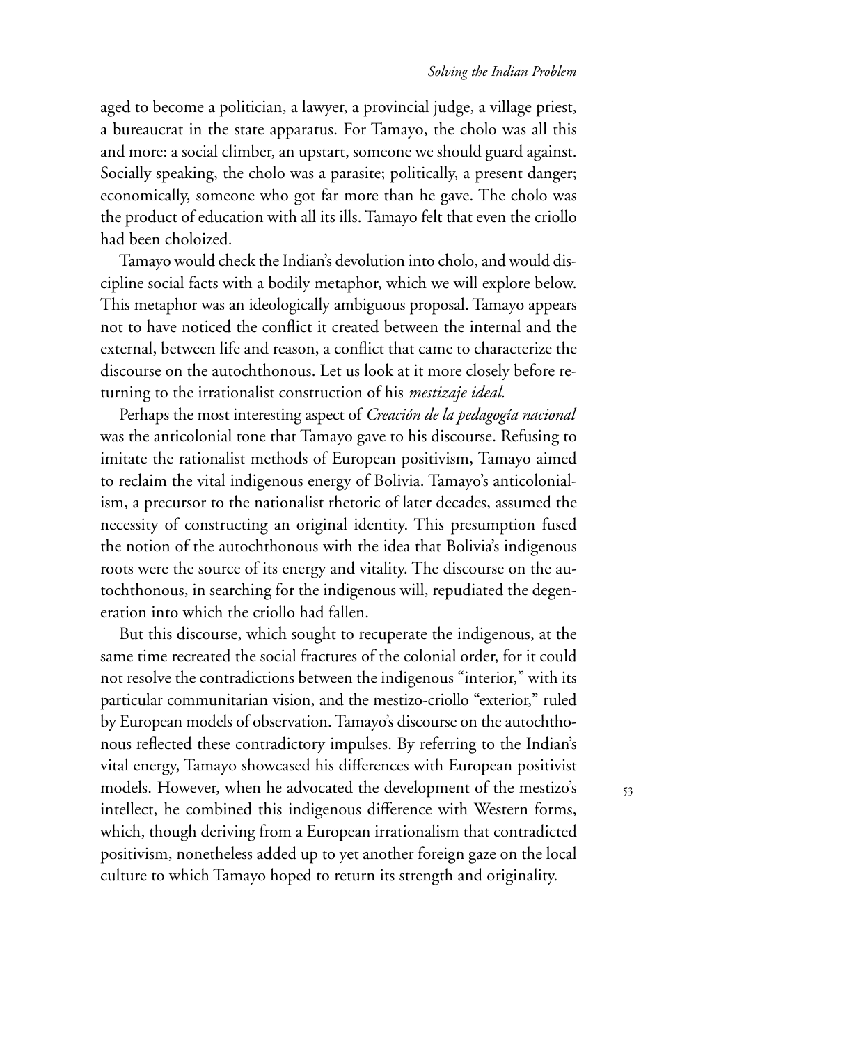aged to become a politician, a lawyer, a provincial judge, a village priest, a bureaucrat in the state apparatus. For Tamayo, the cholo was all this and more: a social climber, an upstart, someone we should guard against. Socially speaking, the cholo was a parasite; politically, a present danger; economically, someone who got far more than he gave. The cholo was the product of education with all its ills. Tamayo felt that even the criollo had been choloized.

Tamayo would check the Indian's devolution into cholo, and would discipline social facts with a bodily metaphor, which we will explore below. This metaphor was an ideologically ambiguous proposal. Tamayo appears not to have noticed the conflict it created between the internal and the external, between life and reason, a conflict that came to characterize the discourse on the autochthonous. Let us look at it more closely before returning to the irrationalist construction of his *mestizaje ideal.*

Perhaps the most interesting aspect of *Creación de la pedagogía nacional* was the anticolonial tone that Tamayo gave to his discourse. Refusing to imitate the rationalist methods of European positivism, Tamayo aimed to reclaim the vital indigenous energy of Bolivia. Tamayo's anticolonialism, a precursor to the nationalist rhetoric of later decades, assumed the necessity of constructing an original identity. This presumption fused the notion of the autochthonous with the idea that Bolivia's indigenous roots were the source of its energy and vitality. The discourse on the autochthonous, in searching for the indigenous will, repudiated the degeneration into which the criollo had fallen.

But this discourse, which sought to recuperate the indigenous, at the same time recreated the social fractures of the colonial order, for it could not resolve the contradictions between the indigenous "interior," with its particular communitarian vision, and the mestizo-criollo "exterior," ruled by European models of observation. Tamayo's discourse on the autochthonous reflected these contradictory impulses. By referring to the Indian's vital energy, Tamayo showcased his differences with European positivist models. However, when he advocated the development of the mestizo's intellect, he combined this indigenous difference with Western forms, which, though deriving from a European irrationalism that contradicted positivism, nonetheless added up to yet another foreign gaze on the local culture to which Tamayo hoped to return its strength and originality.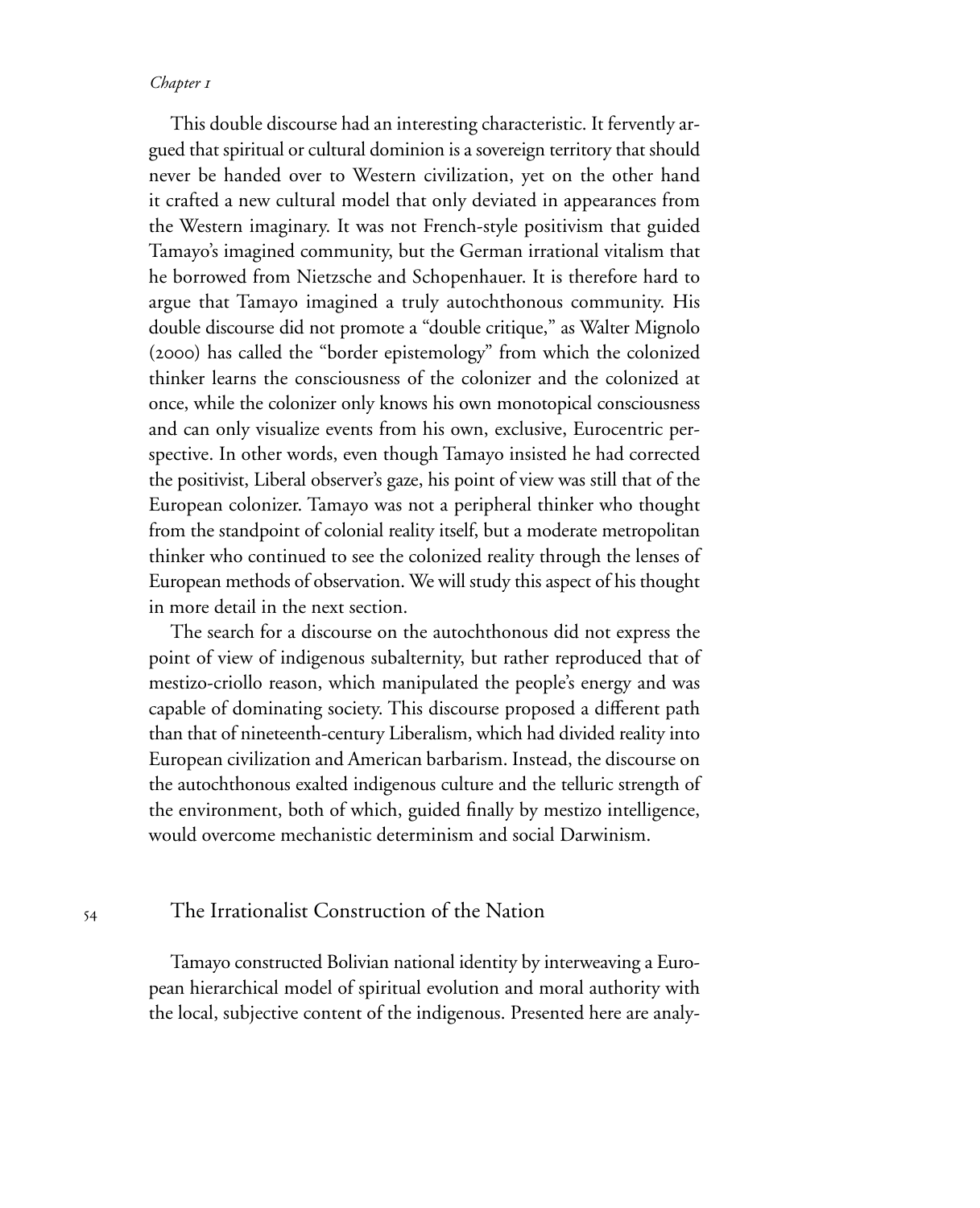This double discourse had an interesting characteristic. It fervently argued that spiritual or cultural dominion is a sovereign territory that should never be handed over to Western civilization, yet on the other hand it crafted a new cultural model that only deviated in appearances from the Western imaginary. It was not French-style positivism that guided Tamayo's imagined community, but the German irrational vitalism that he borrowed from Nietzsche and Schopenhauer. It is therefore hard to argue that Tamayo imagined a truly autochthonous community. His double discourse did not promote a "double critique," as Walter Mignolo (2000) has called the "border epistemology" from which the colonized thinker learns the consciousness of the colonizer and the colonized at once, while the colonizer only knows his own monotopical consciousness and can only visualize events from his own, exclusive, Eurocentric perspective. In other words, even though Tamayo insisted he had corrected the positivist, Liberal observer's gaze, his point of view was still that of the European colonizer. Tamayo was not a peripheral thinker who thought from the standpoint of colonial reality itself, but a moderate metropolitan thinker who continued to see the colonized reality through the lenses of European methods of observation. We will study this aspect of his thought in more detail in the next section.

The search for a discourse on the autochthonous did not express the point of view of indigenous subalternity, but rather reproduced that of mestizo-criollo reason, which manipulated the people's energy and was capable of dominating society. This discourse proposed a different path than that of nineteenth-century Liberalism, which had divided reality into European civilization and American barbarism. Instead, the discourse on the autochthonous exalted indigenous culture and the telluric strength of the environment, both of which, guided finally by mestizo intelligence, would overcome mechanistic determinism and social Darwinism.

## The Irrationalist Construction of the Nation

Tamayo constructed Bolivian national identity by interweaving a European hierarchical model of spiritual evolution and moral authority with the local, subjective content of the indigenous. Presented here are analy-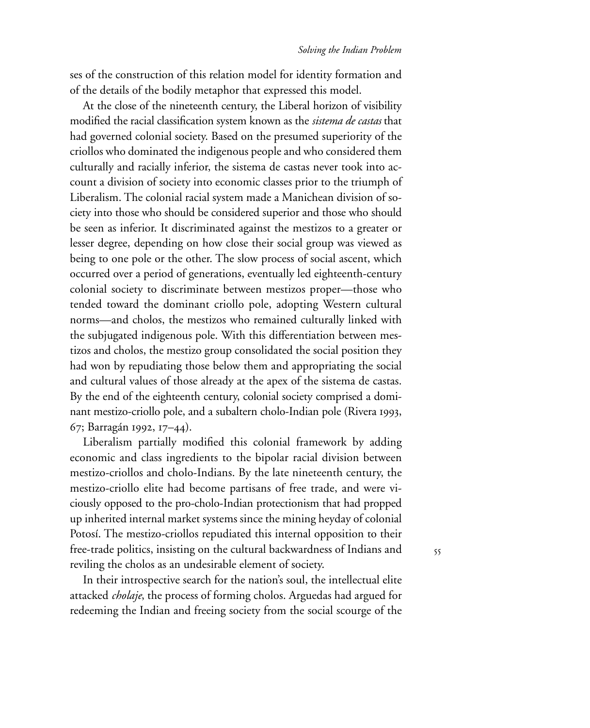ses of the construction of this relation model for identity formation and of the details of the bodily metaphor that expressed this model.

At the close of the nineteenth century, the Liberal horizon of visibility modified the racial classification system known as the *sistema de castas* that had governed colonial society. Based on the presumed superiority of the criollos who dominated the indigenous people and who considered them culturally and racially inferior, the sistema de castas never took into account a division of society into economic classes prior to the triumph of Liberalism. The colonial racial system made a Manichean division of society into those who should be considered superior and those who should be seen as inferior. It discriminated against the mestizos to a greater or lesser degree, depending on how close their social group was viewed as being to one pole or the other. The slow process of social ascent, which occurred over a period of generations, eventually led eighteenth-century colonial society to discriminate between mestizos proper—those who tended toward the dominant criollo pole, adopting Western cultural norms—and cholos, the mestizos who remained culturally linked with the subjugated indigenous pole. With this differentiation between mestizos and cholos, the mestizo group consolidated the social position they had won by repudiating those below them and appropriating the social and cultural values of those already at the apex of the sistema de castas. By the end of the eighteenth century, colonial society comprised a dominant mestizo-criollo pole, and a subaltern cholo-Indian pole (Rivera 1993, 67; Barragán 1992, 17–44).

Liberalism partially modified this colonial framework by adding economic and class ingredients to the bipolar racial division between mestizo-criollos and cholo-Indians. By the late nineteenth century, the mestizo-criollo elite had become partisans of free trade, and were viciously opposed to the pro-cholo-Indian protectionism that had propped up inherited internal market systems since the mining heyday of colonial Potosí. The mestizo-criollos repudiated this internal opposition to their free-trade politics, insisting on the cultural backwardness of Indians and reviling the cholos as an undesirable element of society.

In their introspective search for the nation's soul, the intellectual elite attacked *cholaje*, the process of forming cholos. Arguedas had argued for redeeming the Indian and freeing society from the social scourge of the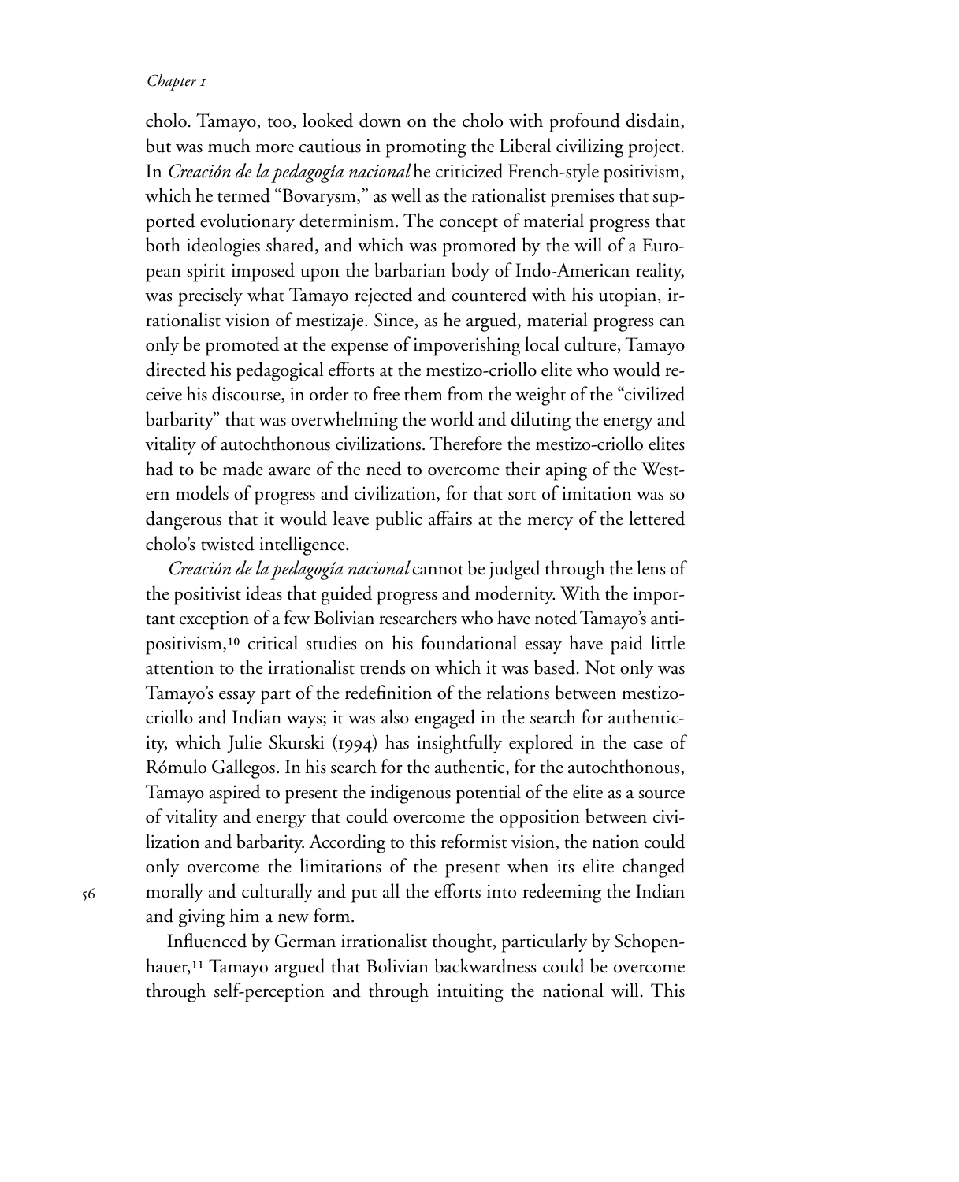cholo. Tamayo, too, looked down on the cholo with profound disdain, but was much more cautious in promoting the Liberal civilizing project. In *Creación de la pedagogía nacional* he criticized French-style positivism, which he termed "Bovarysm," as well as the rationalist premises that supported evolutionary determinism. The concept of material progress that both ideologies shared, and which was promoted by the will of a European spirit imposed upon the barbarian body of Indo-American reality, was precisely what Tamayo rejected and countered with his utopian, irrationalist vision of mestizaje. Since, as he argued, material progress can only be promoted at the expense of impoverishing local culture, Tamayo directed his pedagogical efforts at the mestizo-criollo elite who would receive his discourse, in order to free them from the weight of the "civilized barbarity" that was overwhelming the world and diluting the energy and vitality of autochthonous civilizations. Therefore the mestizo-criollo elites had to be made aware of the need to overcome their aping of the Western models of progress and civilization, for that sort of imitation was so dangerous that it would leave public affairs at the mercy of the lettered cholo's twisted intelligence.

*Creación de la pedagogía nacional* cannot be judged through the lens of the positivist ideas that guided progress and modernity. With the important exception of a few Bolivian researchers who have noted Tamayo's antipositivism,[10] critical studies on his foundational essay have paid little attention to the irrationalist trends on which it was based. Not only was Tamayo's essay part of the redefinition of the relations between mestizo-criollo and Indian ways; it was also engaged in the search for authenticity, which Julie Skurski (1994) has insightfully explored in the case of Rómulo Gallegos. In his search for the authentic, for the autochthonous, Tamayo aspired to present the indigenous potential of the elite as a source of vitality and energy that could overcome the opposition between civilization and barbarity. According to this reformist vision, the nation could only overcome the limitations of the present when its elite changed morally and culturally and put all the efforts into redeeming the Indian and giving him a new form.

Influenced by German irrationalist thought, particularly by Schopenhauer,[11] Tamayo argued that Bolivian backwardness could be overcome through self-perception and through intuiting the national will. This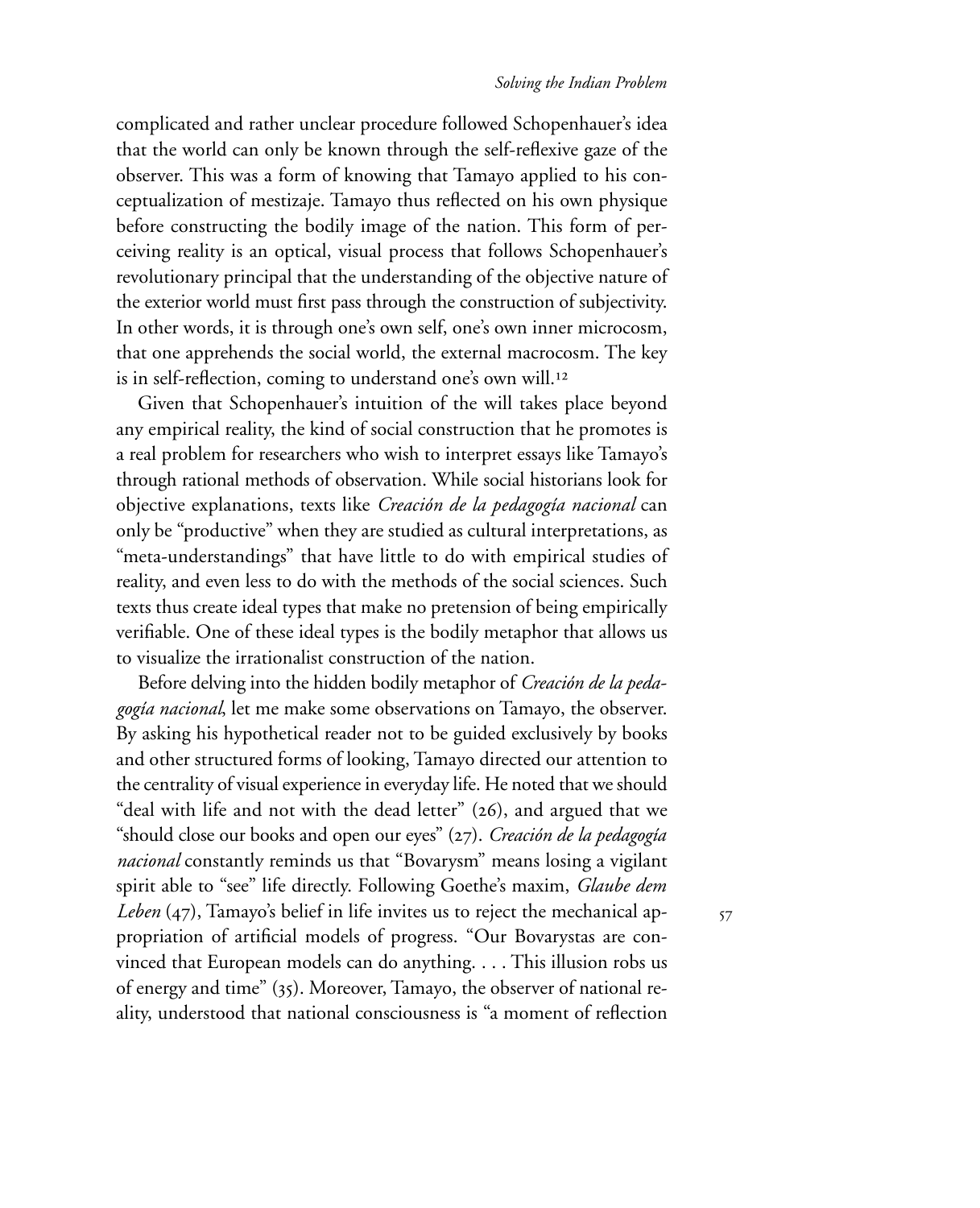complicated and rather unclear procedure followed Schopenhauer's idea that the world can only be known through the self-reflexive gaze of the observer. This was a form of knowing that Tamayo applied to his conceptualization of mestizaje. Tamayo thus reflected on his own physique before constructing the bodily image of the nation. This form of perceiving reality is an optical, visual process that follows Schopenhauer's revolutionary principal that the understanding of the objective nature of the exterior world must first pass through the construction of subjectivity. In other words, it is through one's own self, one's own inner microcosm, that one apprehends the social world, the external macrocosm. The key is in self-reflection, coming to understand one's own will.[12]

Given that Schopenhauer's intuition of the will takes place beyond any empirical reality, the kind of social construction that he promotes is a real problem for researchers who wish to interpret essays like Tamayo's through rational methods of observation. While social historians look for objective explanations, texts like *Creación de la pedagogía nacional* can only be "productive" when they are studied as cultural interpretations, as "meta-understandings" that have little to do with empirical studies of reality, and even less to do with the methods of the social sciences. Such texts thus create ideal types that make no pretension of being empirically verifiable. One of these ideal types is the bodily metaphor that allows us to visualize the irrationalist construction of the nation.

Before delving into the hidden bodily metaphor of *Creación de la pedagogía nacional*, let me make some observations on Tamayo, the observer. By asking his hypothetical reader not to be guided exclusively by books and other structured forms of looking, Tamayo directed our attention to the centrality of visual experience in everyday life. He noted that we should "deal with life and not with the dead letter" (26), and argued that we "should close our books and open our eyes" (27). *Creación de la pedagogía nacional* constantly reminds us that "Bovarysm" means losing a vigilant spirit able to "see" life directly. Following Goethe's maxim, *Glaube dem Leben* (47), Tamayo's belief in life invites us to reject the mechanical appropriation of artificial models of progress. "Our Bovarystas are convinced that European models can do anything. . . . This illusion robs us of energy and time" (35). Moreover, Tamayo, the observer of national reality, understood that national consciousness is "a moment of reflection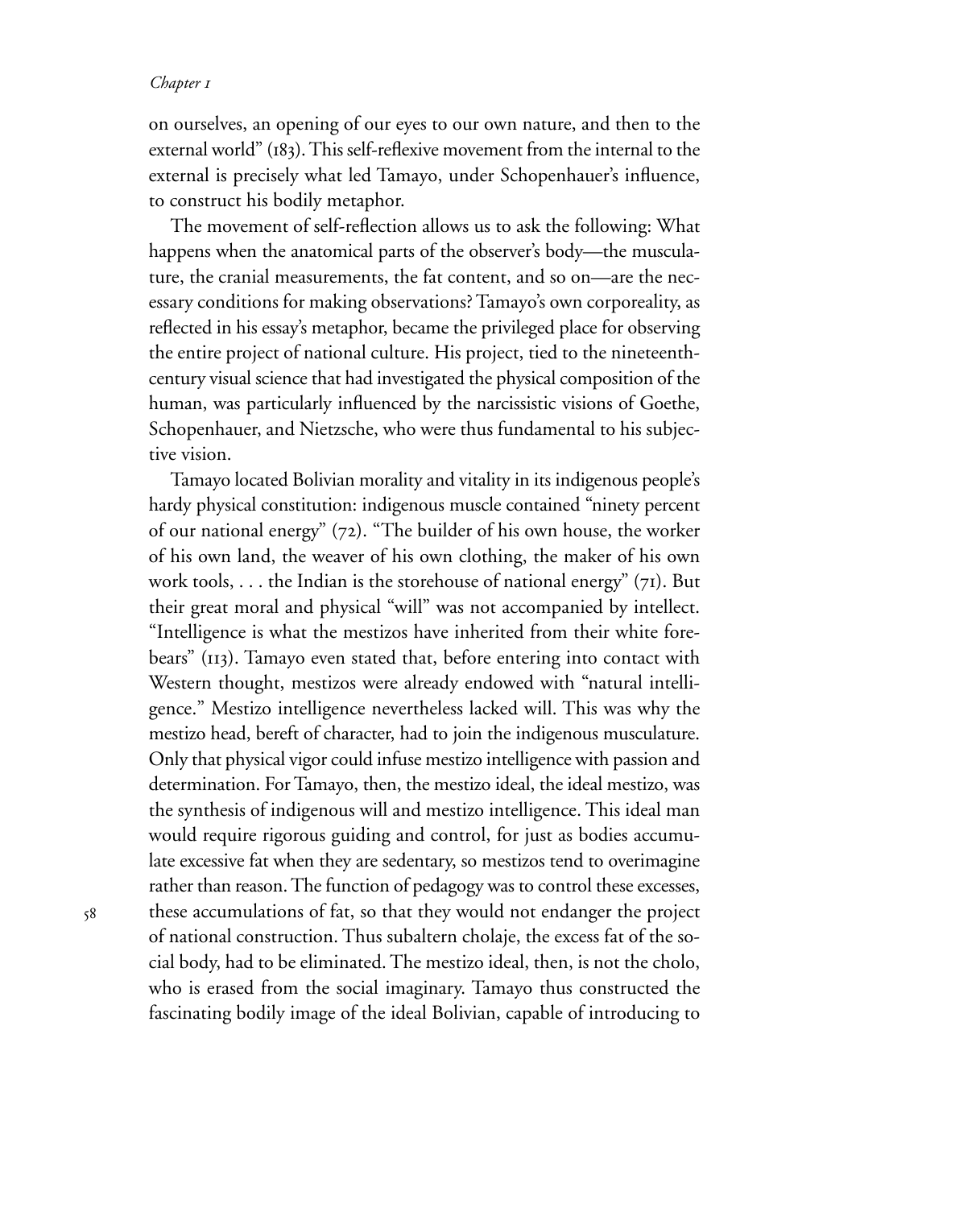on ourselves, an opening of our eyes to our own nature, and then to the external world" (183). This self-reflexive movement from the internal to the external is precisely what led Tamayo, under Schopenhauer's influence, to construct his bodily metaphor.

The movement of self-reflection allows us to ask the following: What happens when the anatomical parts of the observer's body—the musculature, the cranial measurements, the fat content, and so on—are the necessary conditions for making observations? Tamayo's own corporeality, as reflected in his essay's metaphor, became the privileged place for observing the entire project of national culture. His project, tied to the nineteenth-century visual science that had investigated the physical composition of the human, was particularly influenced by the narcissistic visions of Goethe, Schopenhauer, and Nietzsche, who were thus fundamental to his subjective vision.

Tamayo located Bolivian morality and vitality in its indigenous people's hardy physical constitution: indigenous muscle contained "ninety percent of our national energy" (72). "The builder of his own house, the worker of his own land, the weaver of his own clothing, the maker of his own work tools, . . . the Indian is the storehouse of national energy" (71). But their great moral and physical "will" was not accompanied by intellect. "Intelligence is what the mestizos have inherited from their white forebears" (113). Tamayo even stated that, before entering into contact with Western thought, mestizos were already endowed with "natural intelligence." Mestizo intelligence nevertheless lacked will. This was why the mestizo head, bereft of character, had to join the indigenous musculature. Only that physical vigor could infuse mestizo intelligence with passion and determination. For Tamayo, then, the mestizo ideal, the ideal mestizo, was the synthesis of indigenous will and mestizo intelligence. This ideal man would require rigorous guiding and control, for just as bodies accumulate excessive fat when they are sedentary, so mestizos tend to overimagine rather than reason. The function of pedagogy was to control these excesses, these accumulations of fat, so that they would not endanger the project of national construction. Thus subaltern cholaje, the excess fat of the social body, had to be eliminated. The mestizo ideal, then, is not the cholo, who is erased from the social imaginary. Tamayo thus constructed the fascinating bodily image of the ideal Bolivian, capable of introducing to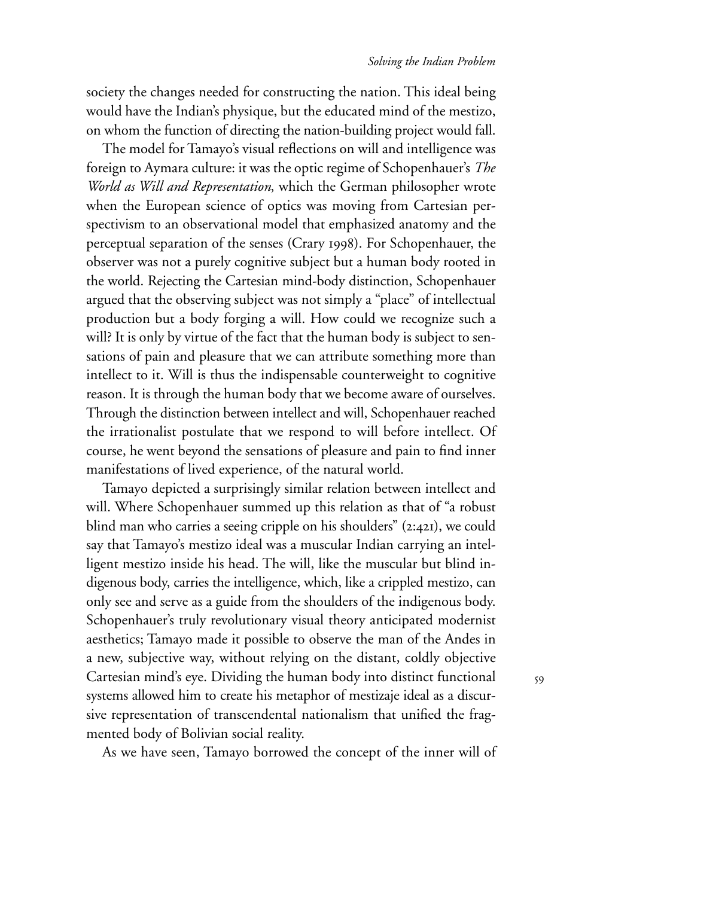society the changes needed for constructing the nation. This ideal being would have the Indian's physique, but the educated mind of the mestizo, on whom the function of directing the nation-building project would fall.

The model for Tamayo's visual reflections on will and intelligence was foreign to Aymara culture: it was the optic regime of Schopenhauer's *The World as Will and Representation*, which the German philosopher wrote when the European science of optics was moving from Cartesian perspectivism to an observational model that emphasized anatomy and the perceptual separation of the senses (Crary 1998). For Schopenhauer, the observer was not a purely cognitive subject but a human body rooted in the world. Rejecting the Cartesian mind-body distinction, Schopenhauer argued that the observing subject was not simply a "place" of intellectual production but a body forging a will. How could we recognize such a will? It is only by virtue of the fact that the human body is subject to sensations of pain and pleasure that we can attribute something more than intellect to it. Will is thus the indispensable counterweight to cognitive reason. It is through the human body that we become aware of ourselves. Through the distinction between intellect and will, Schopenhauer reached the irrationalist postulate that we respond to will before intellect. Of course, he went beyond the sensations of pleasure and pain to find inner manifestations of lived experience, of the natural world.

Tamayo depicted a surprisingly similar relation between intellect and will. Where Schopenhauer summed up this relation as that of "a robust blind man who carries a seeing cripple on his shoulders" (2:421), we could say that Tamayo's mestizo ideal was a muscular Indian carrying an intelligent mestizo inside his head. The will, like the muscular but blind indigenous body, carries the intelligence, which, like a crippled mestizo, can only see and serve as a guide from the shoulders of the indigenous body. Schopenhauer's truly revolutionary visual theory anticipated modernist aesthetics; Tamayo made it possible to observe the man of the Andes in a new, subjective way, without relying on the distant, coldly objective Cartesian mind's eye. Dividing the human body into distinct functional systems allowed him to create his metaphor of mestizaje ideal as a discursive representation of transcendental nationalism that unified the fragmented body of Bolivian social reality.

As we have seen, Tamayo borrowed the concept of the inner will of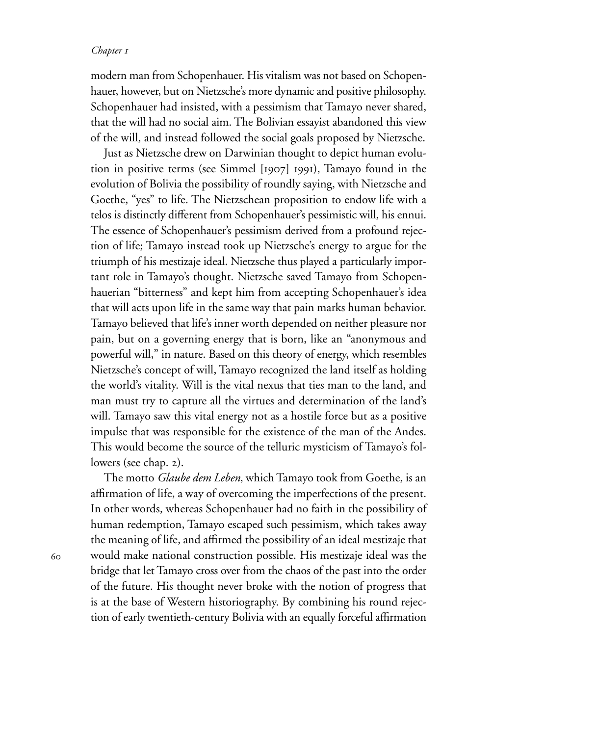modern man from Schopenhauer. His vitalism was not based on Schopenhauer, however, but on Nietzsche's more dynamic and positive philosophy. Schopenhauer had insisted, with a pessimism that Tamayo never shared, that the will had no social aim. The Bolivian essayist abandoned this view of the will, and instead followed the social goals proposed by Nietzsche.

Just as Nietzsche drew on Darwinian thought to depict human evolution in positive terms (see Simmel [1907] 1991), Tamayo found in the evolution of Bolivia the possibility of roundly saying, with Nietzsche and Goethe, "yes" to life. The Nietzschean proposition to endow life with a telos is distinctly different from Schopenhauer's pessimistic will, his ennui. The essence of Schopenhauer's pessimism derived from a profound rejection of life; Tamayo instead took up Nietzsche's energy to argue for the triumph of his mestizaje ideal. Nietzsche thus played a particularly important role in Tamayo's thought. Nietzsche saved Tamayo from Schopenhauerian "bitterness" and kept him from accepting Schopenhauer's idea that will acts upon life in the same way that pain marks human behavior. Tamayo believed that life's inner worth depended on neither pleasure nor pain, but on a governing energy that is born, like an "anonymous and powerful will," in nature. Based on this theory of energy, which resembles Nietzsche's concept of will, Tamayo recognized the land itself as holding the world's vitality. Will is the vital nexus that ties man to the land, and man must try to capture all the virtues and determination of the land's will. Tamayo saw this vital energy not as a hostile force but as a positive impulse that was responsible for the existence of the man of the Andes. This would become the source of the telluric mysticism of Tamayo's followers (see chap. 2).

The motto *Glaube dem Leben*, which Tamayo took from Goethe, is an affirmation of life, a way of overcoming the imperfections of the present. In other words, whereas Schopenhauer had no faith in the possibility of human redemption, Tamayo escaped such pessimism, which takes away the meaning of life, and affirmed the possibility of an ideal mestizaje that would make national construction possible. His mestizaje ideal was the bridge that let Tamayo cross over from the chaos of the past into the order of the future. His thought never broke with the notion of progress that is at the base of Western historiography. By combining his round rejection of early twentieth-century Bolivia with an equally forceful affirmation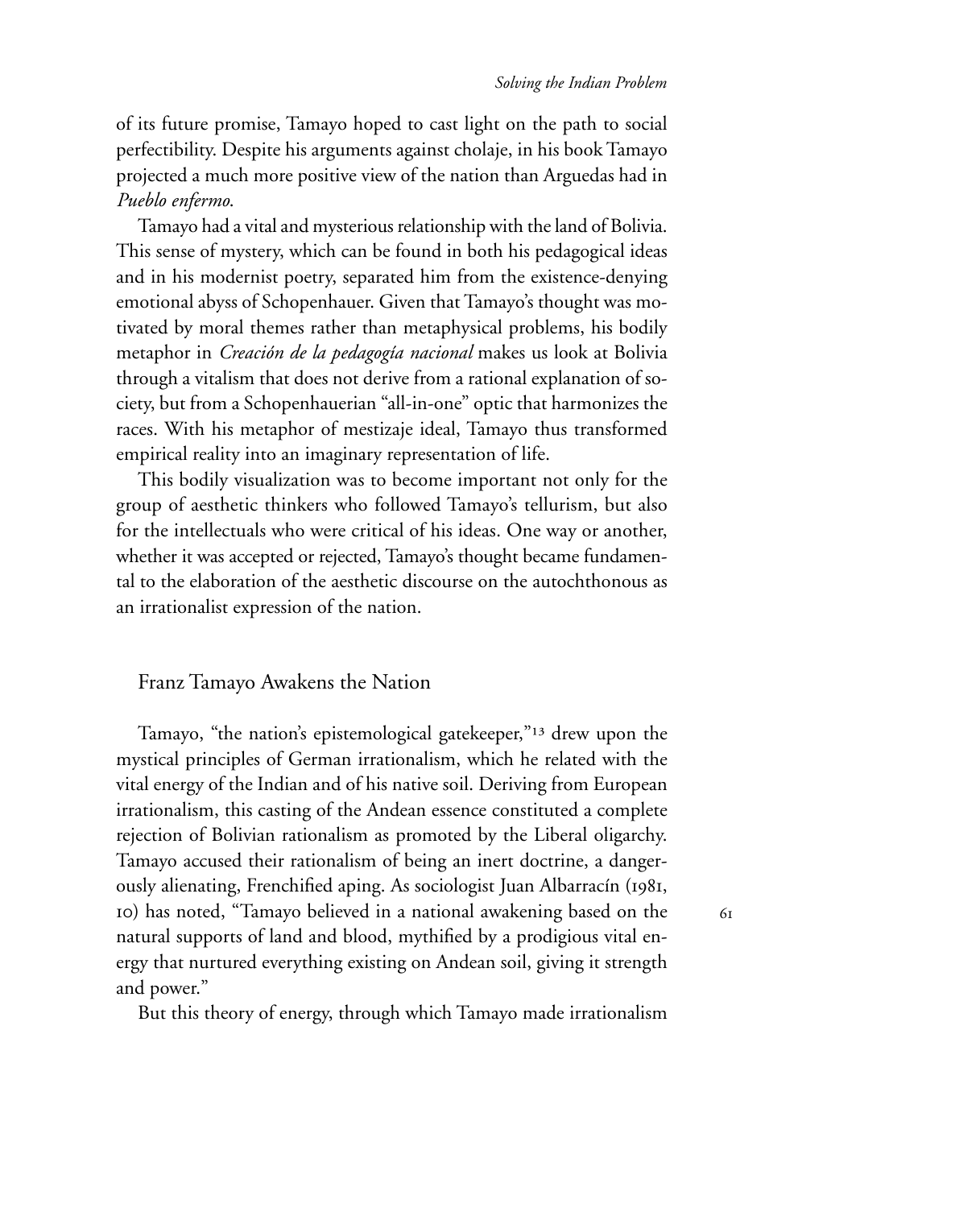of its future promise, Tamayo hoped to cast light on the path to social perfectibility. Despite his arguments against cholaje, in his book Tamayo projected a much more positive view of the nation than Arguedas had in *Pueblo enfermo*.

Tamayo had a vital and mysterious relationship with the land of Bolivia. This sense of mystery, which can be found in both his pedagogical ideas and in his modernist poetry, separated him from the existence-denying emotional abyss of Schopenhauer. Given that Tamayo's thought was motivated by moral themes rather than metaphysical problems, his bodily metaphor in *Creación de la pedagogía nacional* makes us look at Bolivia through a vitalism that does not derive from a rational explanation of society, but from a Schopenhauerian "all-in-one" optic that harmonizes the races. With his metaphor of mestizaje ideal, Tamayo thus transformed empirical reality into an imaginary representation of life.

This bodily visualization was to become important not only for the group of aesthetic thinkers who followed Tamayo's tellurism, but also for the intellectuals who were critical of his ideas. One way or another, whether it was accepted or rejected, Tamayo's thought became fundamental to the elaboration of the aesthetic discourse on the autochthonous as an irrationalist expression of the nation.

## Franz Tamayo Awakens the Nation

Tamayo, "the nation's epistemological gatekeeper,"[13] drew upon the mystical principles of German irrationalism, which he related with the vital energy of the Indian and of his native soil. Deriving from European irrationalism, this casting of the Andean essence constituted a complete rejection of Bolivian rationalism as promoted by the Liberal oligarchy. Tamayo accused their rationalism of being an inert doctrine, a dangerously alienating, Frenchified aping. As sociologist Juan Albarracín (1981, 10) has noted, "Tamayo believed in a national awakening based on the natural supports of land and blood, mythified by a prodigious vital energy that nurtured everything existing on Andean soil, giving it strength and power."

But this theory of energy, through which Tamayo made irrationalism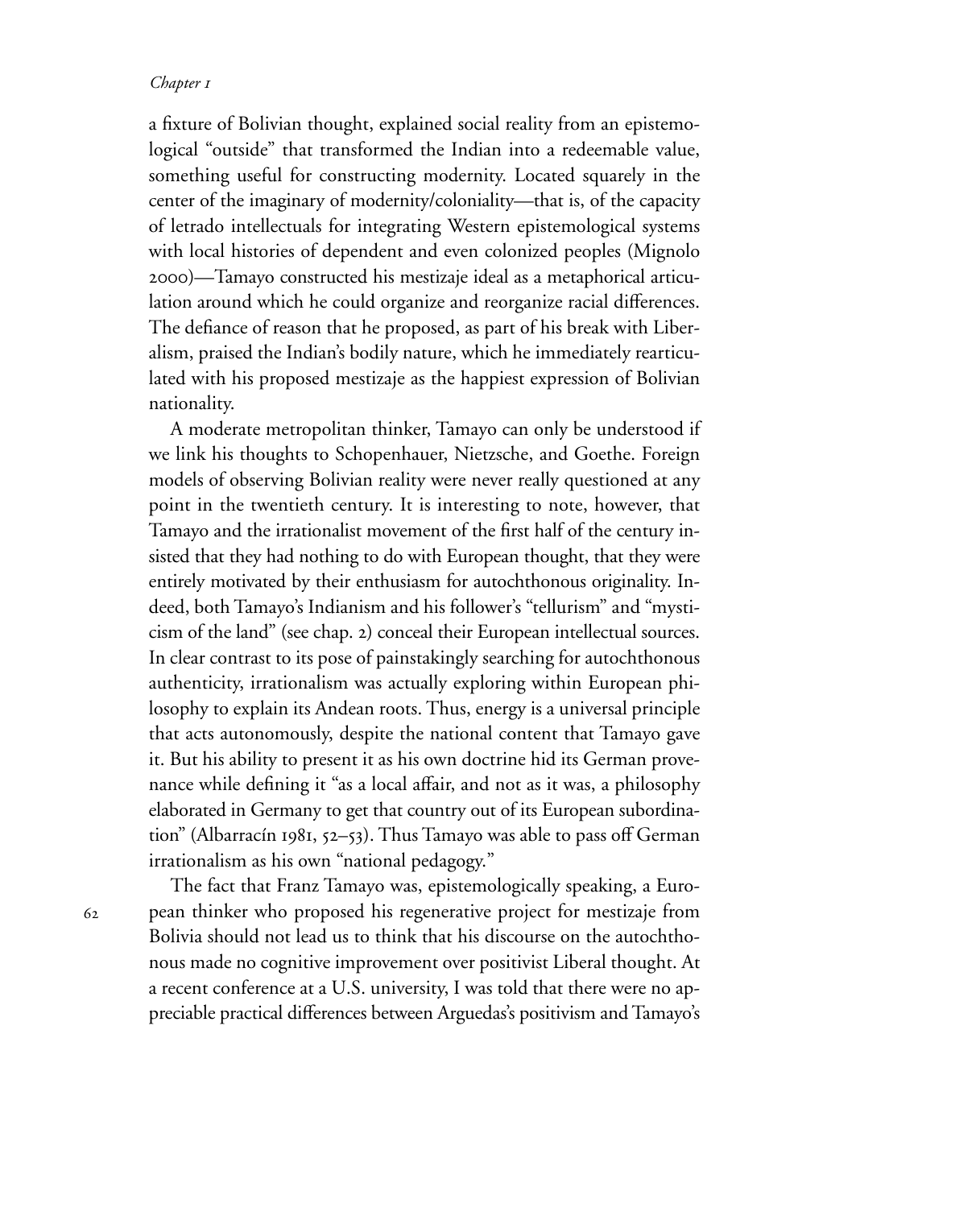a fixture of Bolivian thought, explained social reality from an epistemological "outside" that transformed the Indian into a redeemable value, something useful for constructing modernity. Located squarely in the center of the imaginary of modernity/coloniality—that is, of the capacity of letrado intellectuals for integrating Western epistemological systems with local histories of dependent and even colonized peoples (Mignolo 2000)—Tamayo constructed his mestizaje ideal as a metaphorical articulation around which he could organize and reorganize racial differences. The defiance of reason that he proposed, as part of his break with Liberalism, praised the Indian's bodily nature, which he immediately rearticulated with his proposed mestizaje as the happiest expression of Bolivian nationality.

A moderate metropolitan thinker, Tamayo can only be understood if we link his thoughts to Schopenhauer, Nietzsche, and Goethe. Foreign models of observing Bolivian reality were never really questioned at any point in the twentieth century. It is interesting to note, however, that Tamayo and the irrationalist movement of the first half of the century insisted that they had nothing to do with European thought, that they were entirely motivated by their enthusiasm for autochthonous originality. Indeed, both Tamayo's Indianism and his follower's "tellurism" and "mysticism of the land" (see chap. 2) conceal their European intellectual sources. In clear contrast to its pose of painstakingly searching for autochthonous authenticity, irrationalism was actually exploring within European philosophy to explain its Andean roots. Thus, energy is a universal principle that acts autonomously, despite the national content that Tamayo gave it. But his ability to present it as his own doctrine hid its German provenance while defining it "as a local affair, and not as it was, a philosophy elaborated in Germany to get that country out of its European subordination" (Albarracín 1981, 52–53). Thus Tamayo was able to pass off German irrationalism as his own "national pedagogy."

The fact that Franz Tamayo was, epistemologically speaking, a European thinker who proposed his regenerative project for mestizaje from Bolivia should not lead us to think that his discourse on the autochthonous made no cognitive improvement over positivist Liberal thought. At a recent conference at a U.S. university, I was told that there were no appreciable practical differences between Arguedas's positivism and Tamayo's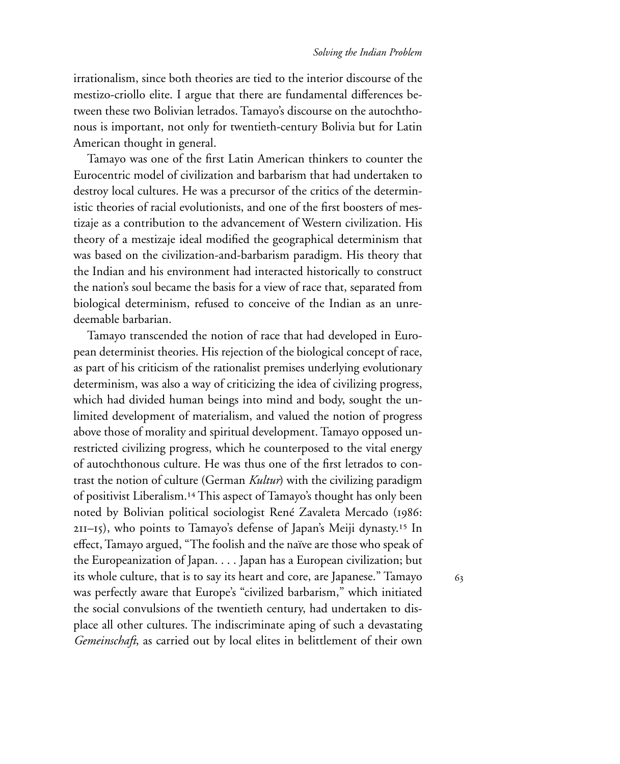irrationalism, since both theories are tied to the interior discourse of the mestizo-criollo elite. I argue that there are fundamental differences between these two Bolivian letrados. Tamayo's discourse on the autochthonous is important, not only for twentieth-century Bolivia but for Latin American thought in general.

Tamayo was one of the first Latin American thinkers to counter the Eurocentric model of civilization and barbarism that had undertaken to destroy local cultures. He was a precursor of the critics of the deterministic theories of racial evolutionists, and one of the first boosters of mestizaje as a contribution to the advancement of Western civilization. His theory of a mestizaje ideal modified the geographical determinism that was based on the civilization-and-barbarism paradigm. His theory that the Indian and his environment had interacted historically to construct the nation's soul became the basis for a view of race that, separated from biological determinism, refused to conceive of the Indian as an unredeemable barbarian.

Tamayo transcended the notion of race that had developed in European determinist theories. His rejection of the biological concept of race, as part of his criticism of the rationalist premises underlying evolutionary determinism, was also a way of criticizing the idea of civilizing progress, which had divided human beings into mind and body, sought the unlimited development of materialism, and valued the notion of progress above those of morality and spiritual development. Tamayo opposed unrestricted civilizing progress, which he counterposed to the vital energy of autochthonous culture. He was thus one of the first letrados to contrast the notion of culture (German *Kultur*) with the civilizing paradigm of positivist Liberalism.[14] This aspect of Tamayo's thought has only been noted by Bolivian political sociologist René Zavaleta Mercado (1986: 211–15), who points to Tamayo's defense of Japan's Meiji dynasty.[15] In effect, Tamayo argued, "The foolish and the naïve are those who speak of the Europeanization of Japan. . . . Japan has a European civilization; but its whole culture, that is to say its heart and core, are Japanese." Tamayo was perfectly aware that Europe's "civilized barbarism," which initiated the social convulsions of the twentieth century, had undertaken to displace all other cultures. The indiscriminate aping of such a devastating *Gemeinschaft*, as carried out by local elites in belittlement of their own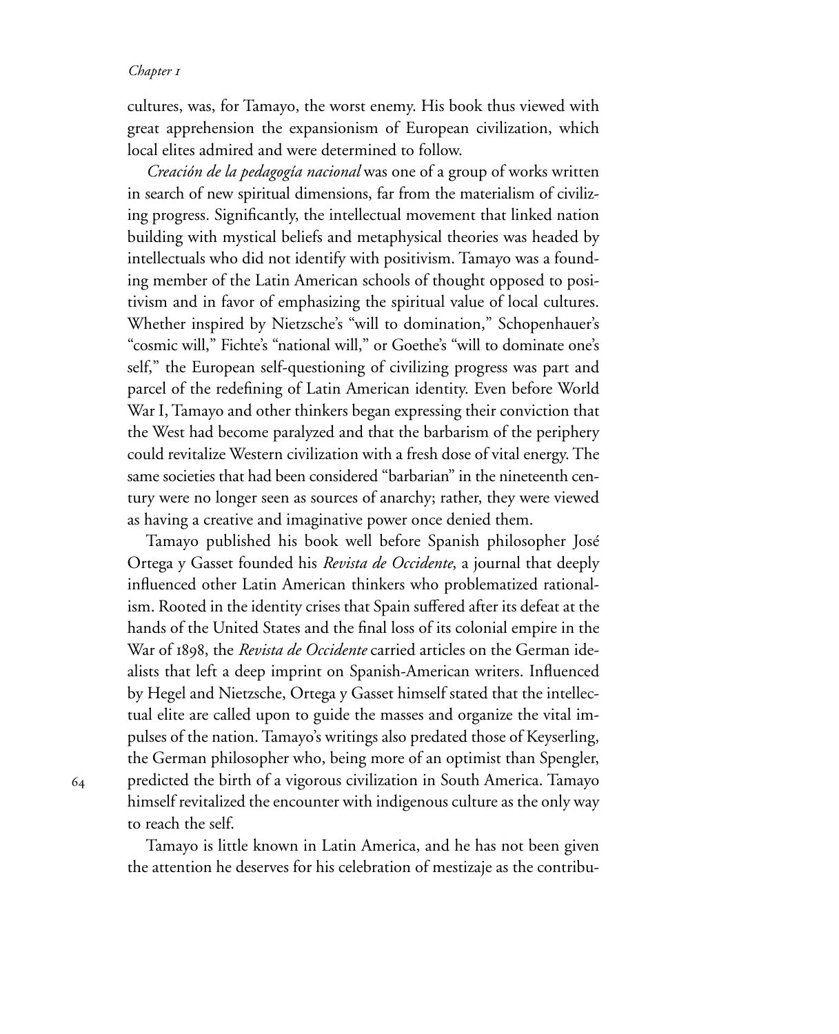cultures, was, for Tamayo, the worst enemy. His book thus viewed with great apprehension the expansionism of European civilization, which local elites admired and were determined to follow.

*Creación de la pedagogía nacional* was one of a group of works written in search of new spiritual dimensions, far from the materialism of civilizing progress. Significantly, the intellectual movement that linked nation building with mystical beliefs and metaphysical theories was headed by intellectuals who did not identify with positivism. Tamayo was a founding member of the Latin American schools of thought opposed to positivism and in favor of emphasizing the spiritual value of local cultures. Whether inspired by Nietzsche's "will to domination," Schopenhauer's "cosmic will," Fichte's "national will," or Goethe's "will to dominate one's self," the European self-questioning of civilizing progress was part and parcel of the redefining of Latin American identity. Even before World War I, Tamayo and other thinkers began expressing their conviction that the West had become paralyzed and that the barbarism of the periphery could revitalize Western civilization with a fresh dose of vital energy. The same societies that had been considered "barbarian" in the nineteenth century were no longer seen as sources of anarchy; rather, they were viewed as having a creative and imaginative power once denied them.

Tamayo published his book well before Spanish philosopher José Ortega y Gasset founded his *Revista de Occidente*, a journal that deeply influenced other Latin American thinkers who problematized rationalism. Rooted in the identity crises that Spain suffered after its defeat at the hands of the United States and the final loss of its colonial empire in the War of 1898, the *Revista de Occidente* carried articles on the German idealists that left a deep imprint on Spanish-American writers. Influenced by Hegel and Nietzsche, Ortega y Gasset himself stated that the intellectual elite are called upon to guide the masses and organize the vital impulses of the nation. Tamayo's writings also predated those of Keyserling, the German philosopher who, being more of an optimist than Spengler, predicted the birth of a vigorous civilization in South America. Tamayo himself revitalized the encounter with indigenous culture as the only way to reach the self.

Tamayo is little known in Latin America, and he has not been given the attention he deserves for his celebration of mestizaje as the contribu-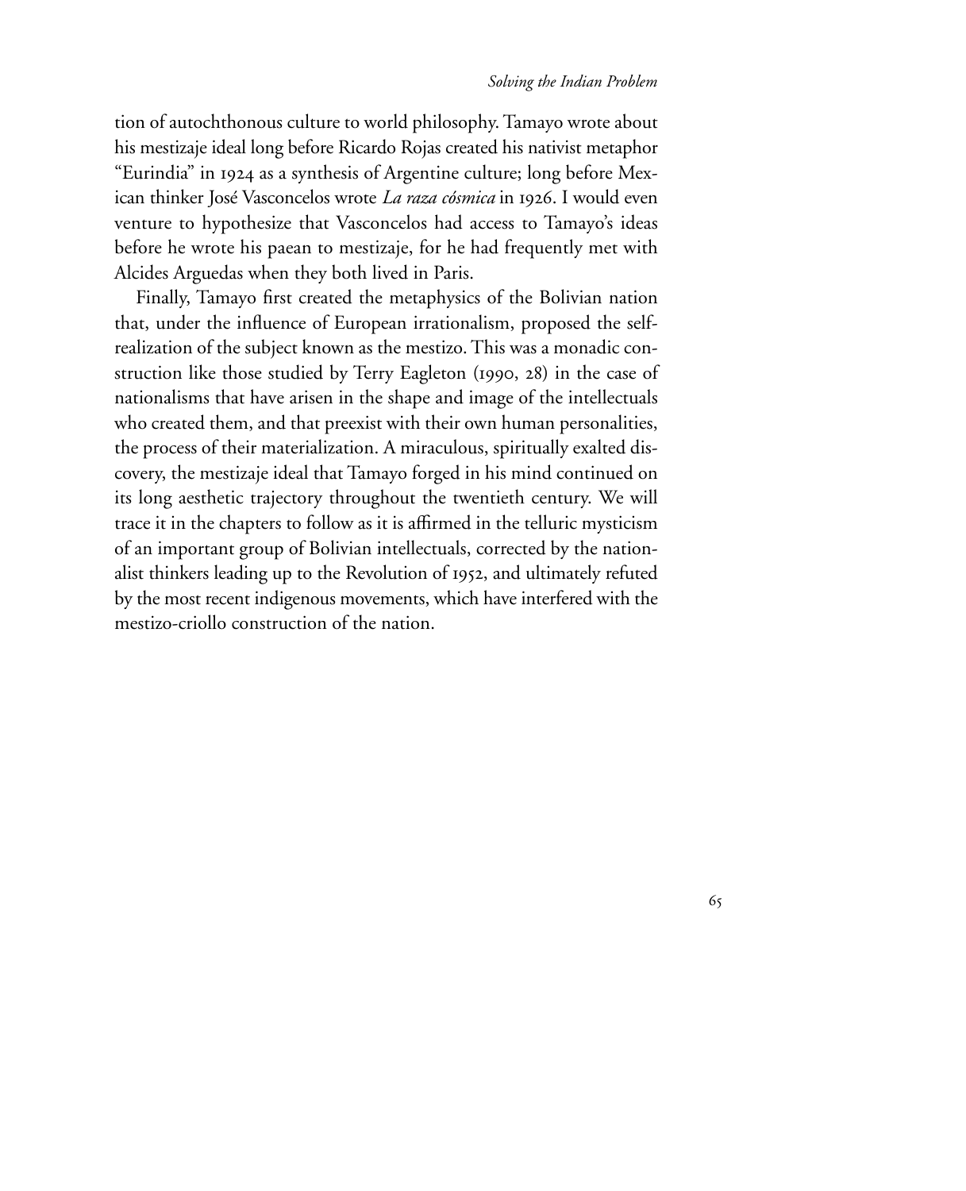tion of autochthonous culture to world philosophy. Tamayo wrote about his mestizaje ideal long before Ricardo Rojas created his nativist metaphor "Eurindia" in 1924 as a synthesis of Argentine culture; long before Mexican thinker José Vasconcelos wrote *La raza cósmica* in 1926. I would even venture to hypothesize that Vasconcelos had access to Tamayo's ideas before he wrote his paean to mestizaje, for he had frequently met with Alcides Arguedas when they both lived in Paris.

Finally, Tamayo first created the metaphysics of the Bolivian nation that, under the influence of European irrationalism, proposed the self-realization of the subject known as the mestizo. This was a monadic construction like those studied by Terry Eagleton (1990, 28) in the case of nationalisms that have arisen in the shape and image of the intellectuals who created them, and that preexist with their own human personalities, the process of their materialization. A miraculous, spiritually exalted discovery, the mestizaje ideal that Tamayo forged in his mind continued on its long aesthetic trajectory throughout the twentieth century. We will trace it in the chapters to follow as it is affirmed in the telluric mysticism of an important group of Bolivian intellectuals, corrected by the nationalist thinkers leading up to the Revolution of 1952, and ultimately refuted by the most recent indigenous movements, which have interfered with the mestizo-criollo construction of the nation.